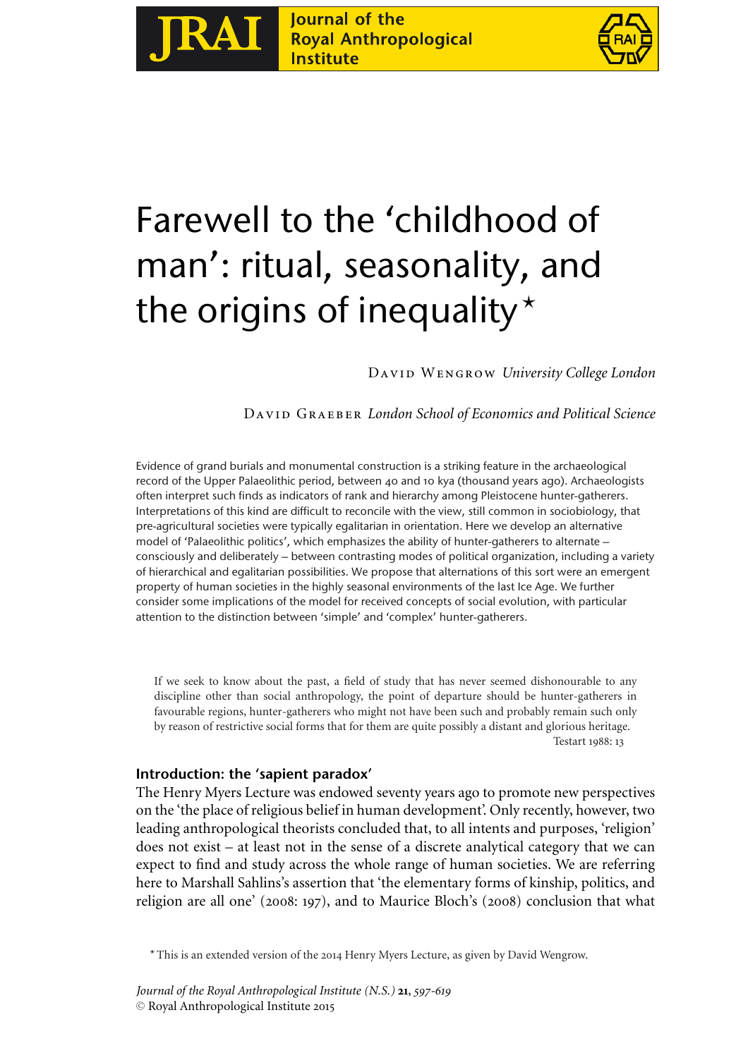# Farewell to the 'childhood of man': ritual, seasonality, and the origins of inequality*

David Wengrow *University College London*

David Graeber *London School of Economics and Political Science*

Evidence of grand burials and monumental construction is a striking feature in the archaeological record of the Upper Palaeolithic period, between 40 and 10 kya (thousand years ago). Archaeologists often interpret such finds as indicators of rank and hierarchy among Pleistocene hunter-gatherers. Interpretations of this kind are difficult to reconcile with the view, still common in sociobiology, that pre-agricultural societies were typically egalitarian in orientation. Here we develop an alternative model of 'Palaeolithic politics', which emphasizes the ability of hunter-gatherers to alternate – consciously and deliberately – between contrasting modes of political organization, including a variety of hierarchical and egalitarian possibilities. We propose that alternations of this sort were an emergent property of human societies in the highly seasonal environments of the last Ice Age. We further consider some implications of the model for received concepts of social evolution, with particular attention to the distinction between 'simple' and 'complex' hunter-gatherers.

> If we seek to know about the past, a field of study that has never seemed dishonourable to any discipline other than social anthropology, the point of departure should be hunter-gatherers in favourable regions, hunter-gatherers who might not have been such and probably remain such only by reason of restrictive social forms that for them are quite possibly a distant and glorious heritage.
>
> Testart 1988: 13

## Introduction: the 'sapient paradox'

The Henry Myers Lecture was endowed seventy years ago to promote new perspectives on the 'the place of religious belief in human development'. Only recently, however, two leading anthropological theorists concluded that, to all intents and purposes, 'religion' does not exist – at least not in the sense of a discrete analytical category that we can expect to find and study across the whole range of human societies. We are referring here to Marshall Sahlins's assertion that 'the elementary forms of kinship, politics, and religion are all one' (2008: 197), and to Maurice Bloch's (2008) conclusion that what

* This is an extended version of the 2014 Henry Myers Lecture, as given by David Wengrow.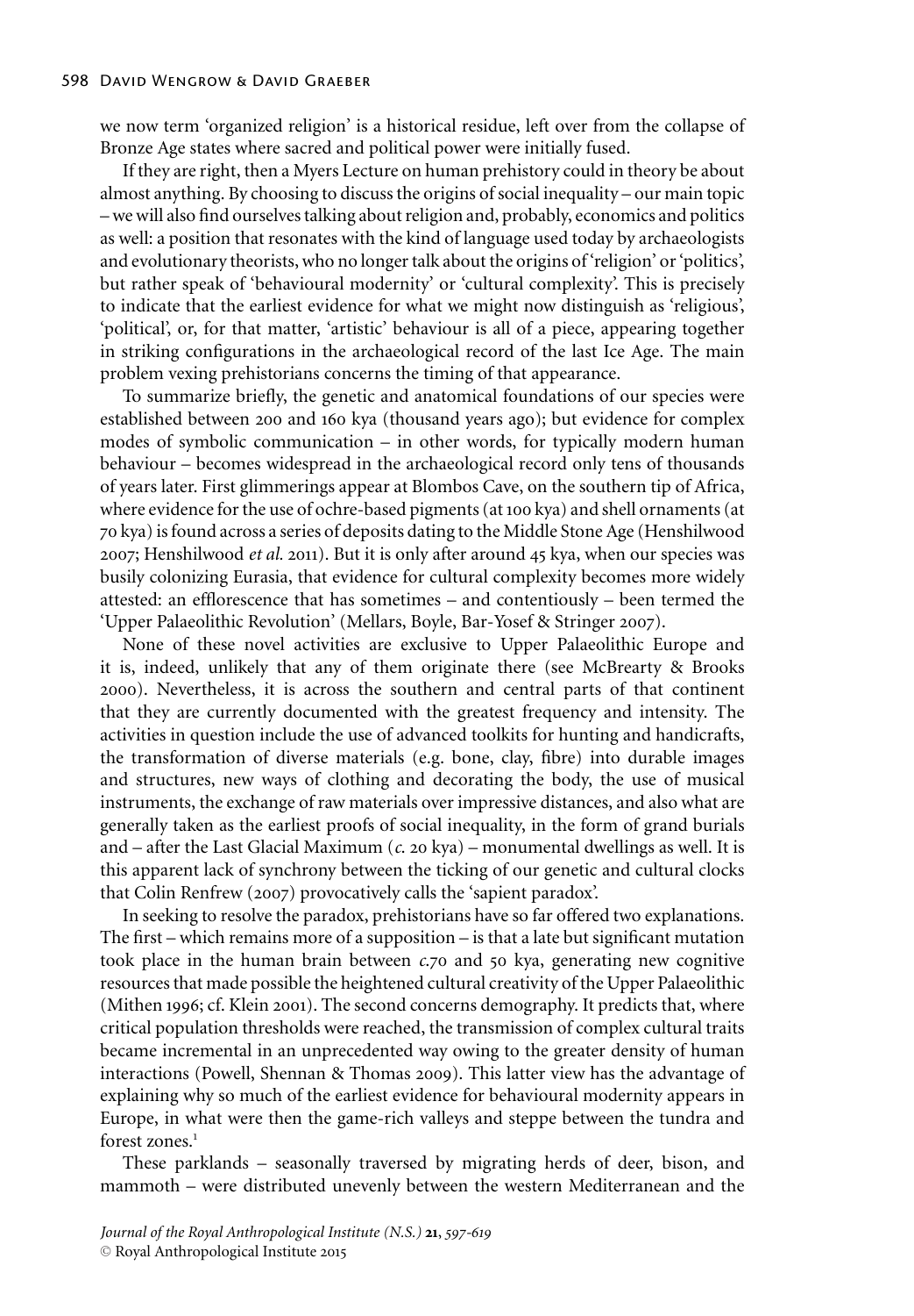we now term 'organized religion' is a historical residue, left over from the collapse of Bronze Age states where sacred and political power were initially fused.

If they are right, then a Myers Lecture on human prehistory could in theory be about almost anything. By choosing to discuss the origins of social inequality – our main topic – we will also find ourselves talking about religion and, probably, economics and politics as well: a position that resonates with the kind of language used today by archaeologists and evolutionary theorists, who no longer talk about the origins of 'religion' or 'politics', but rather speak of 'behavioural modernity' or 'cultural complexity'. This is precisely to indicate that the earliest evidence for what we might now distinguish as 'religious', 'political', or, for that matter, 'artistic' behaviour is all of a piece, appearing together in striking configurations in the archaeological record of the last Ice Age. The main problem vexing prehistorians concerns the timing of that appearance.

To summarize briefly, the genetic and anatomical foundations of our species were established between 200 and 160 kya (thousand years ago); but evidence for complex modes of symbolic communication – in other words, for typically modern human behaviour – becomes widespread in the archaeological record only tens of thousands of years later. First glimmerings appear at Blombos Cave, on the southern tip of Africa, where evidence for the use of ochre-based pigments (at 100 kya) and shell ornaments (at 70 kya) is found across a series of deposits dating to the Middle Stone Age (Henshilwood 2007; Henshilwood *et al.* 2011). But it is only after around 45 kya, when our species was busily colonizing Eurasia, that evidence for cultural complexity becomes more widely attested: an efflorescence that has sometimes – and contentiously – been termed the 'Upper Palaeolithic Revolution' (Mellars, Boyle, Bar-Yosef & Stringer 2007).

None of these novel activities are exclusive to Upper Palaeolithic Europe and it is, indeed, unlikely that any of them originate there (see McBrearty & Brooks 2000). Nevertheless, it is across the southern and central parts of that continent that they are currently documented with the greatest frequency and intensity. The activities in question include the use of advanced toolkits for hunting and handicrafts, the transformation of diverse materials (e.g. bone, clay, fibre) into durable images and structures, new ways of clothing and decorating the body, the use of musical instruments, the exchange of raw materials over impressive distances, and also what are generally taken as the earliest proofs of social inequality, in the form of grand burials and – after the Last Glacial Maximum (*c.* 20 kya) – monumental dwellings as well. It is this apparent lack of synchrony between the ticking of our genetic and cultural clocks that Colin Renfrew (2007) provocatively calls the 'sapient paradox'.

In seeking to resolve the paradox, prehistorians have so far offered two explanations. The first – which remains more of a supposition – is that a late but significant mutation took place in the human brain between *c.*70 and 50 kya, generating new cognitive resources that made possible the heightened cultural creativity of the Upper Palaeolithic (Mithen 1996; cf. Klein 2001). The second concerns demography. It predicts that, where critical population thresholds were reached, the transmission of complex cultural traits became incremental in an unprecedented way owing to the greater density of human interactions (Powell, Shennan & Thomas 2009). This latter view has the advantage of explaining why so much of the earliest evidence for behavioural modernity appears in Europe, in what were then the game-rich valleys and steppe between the tundra and forest zones.[1]

These parklands – seasonally traversed by migrating herds of deer, bison, and mammoth – were distributed unevenly between the western Mediterranean and the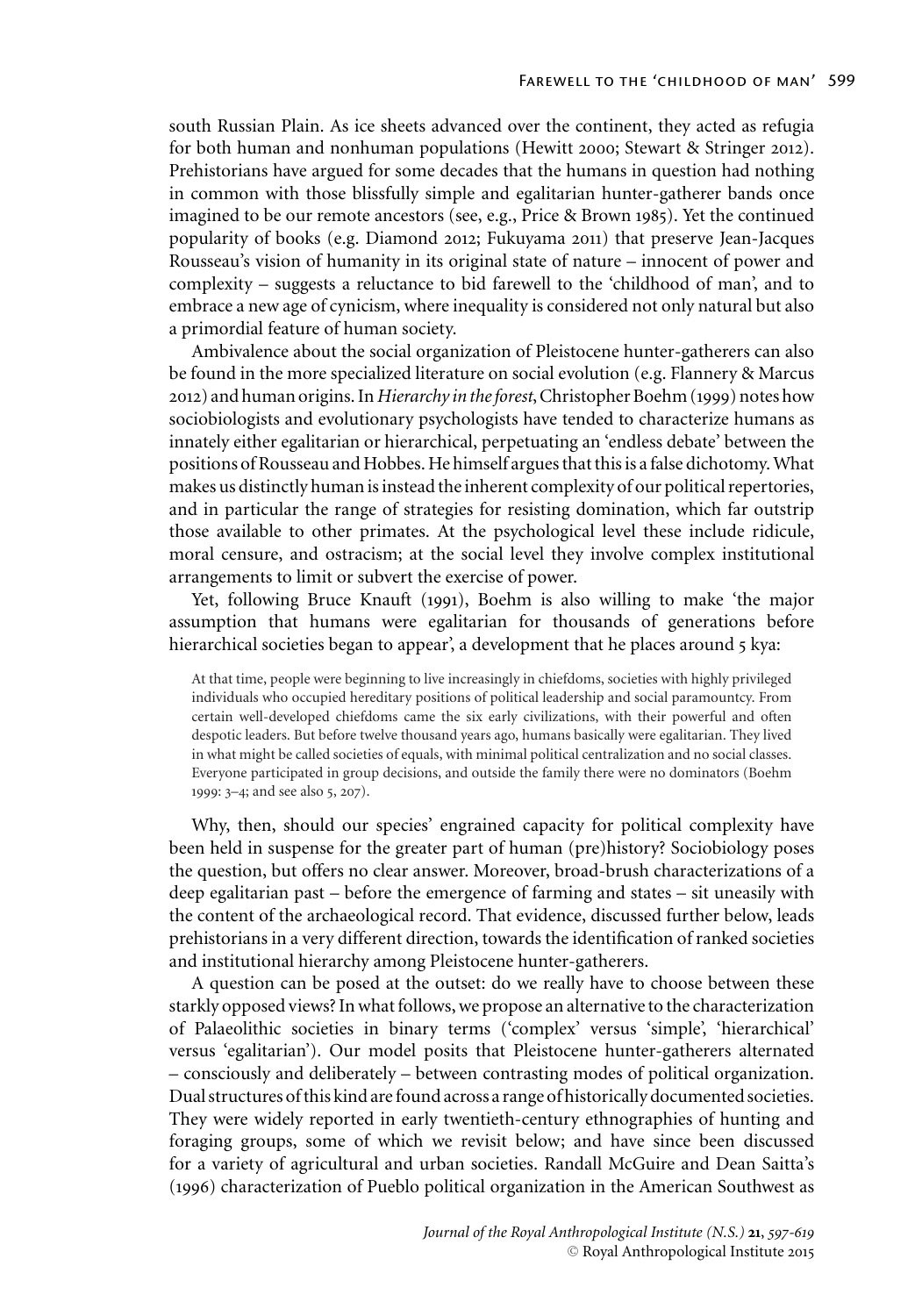south Russian Plain. As ice sheets advanced over the continent, they acted as refugia for both human and nonhuman populations (Hewitt 2000; Stewart & Stringer 2012). Prehistorians have argued for some decades that the humans in question had nothing in common with those blissfully simple and egalitarian hunter-gatherer bands once imagined to be our remote ancestors (see, e.g., Price & Brown 1985). Yet the continued popularity of books (e.g. Diamond 2012; Fukuyama 2011) that preserve Jean-Jacques Rousseau's vision of humanity in its original state of nature – innocent of power and complexity – suggests a reluctance to bid farewell to the 'childhood of man', and to embrace a new age of cynicism, where inequality is considered not only natural but also a primordial feature of human society.

Ambivalence about the social organization of Pleistocene hunter-gatherers can also be found in the more specialized literature on social evolution (e.g. Flannery & Marcus 2012) and human origins. In *Hierarchy in the forest*, Christopher Boehm (1999) notes how sociobiologists and evolutionary psychologists have tended to characterize humans as innately either egalitarian or hierarchical, perpetuating an 'endless debate' between the positions of Rousseau and Hobbes. He himself argues that this is a false dichotomy. What makes us distinctly human is instead the inherent complexity of our political repertories, and in particular the range of strategies for resisting domination, which far outstrip those available to other primates. At the psychological level these include ridicule, moral censure, and ostracism; at the social level they involve complex institutional arrangements to limit or subvert the exercise of power.

Yet, following Bruce Knauft (1991), Boehm is also willing to make 'the major assumption that humans were egalitarian for thousands of generations before hierarchical societies began to appear', a development that he places around 5 kya:

> At that time, people were beginning to live increasingly in chiefdoms, societies with highly privileged individuals who occupied hereditary positions of political leadership and social paramountcy. From certain well-developed chiefdoms came the six early civilizations, with their powerful and often despotic leaders. But before twelve thousand years ago, humans basically were egalitarian. They lived in what might be called societies of equals, with minimal political centralization and no social classes. Everyone participated in group decisions, and outside the family there were no dominators (Boehm 1999: 3–4; and see also 5, 207).

Why, then, should our species' engrained capacity for political complexity have been held in suspense for the greater part of human (pre)history? Sociobiology poses the question, but offers no clear answer. Moreover, broad-brush characterizations of a deep egalitarian past – before the emergence of farming and states – sit uneasily with the content of the archaeological record. That evidence, discussed further below, leads prehistorians in a very different direction, towards the identification of ranked societies and institutional hierarchy among Pleistocene hunter-gatherers.

A question can be posed at the outset: do we really have to choose between these starkly opposed views? In what follows, we propose an alternative to the characterization of Palaeolithic societies in binary terms ('complex' versus 'simple', 'hierarchical' versus 'egalitarian'). Our model posits that Pleistocene hunter-gatherers alternated – consciously and deliberately – between contrasting modes of political organization. Dual structures of this kind are found across a range of historically documented societies. They were widely reported in early twentieth-century ethnographies of hunting and foraging groups, some of which we revisit below; and have since been discussed for a variety of agricultural and urban societies. Randall McGuire and Dean Saitta's (1996) characterization of Pueblo political organization in the American Southwest as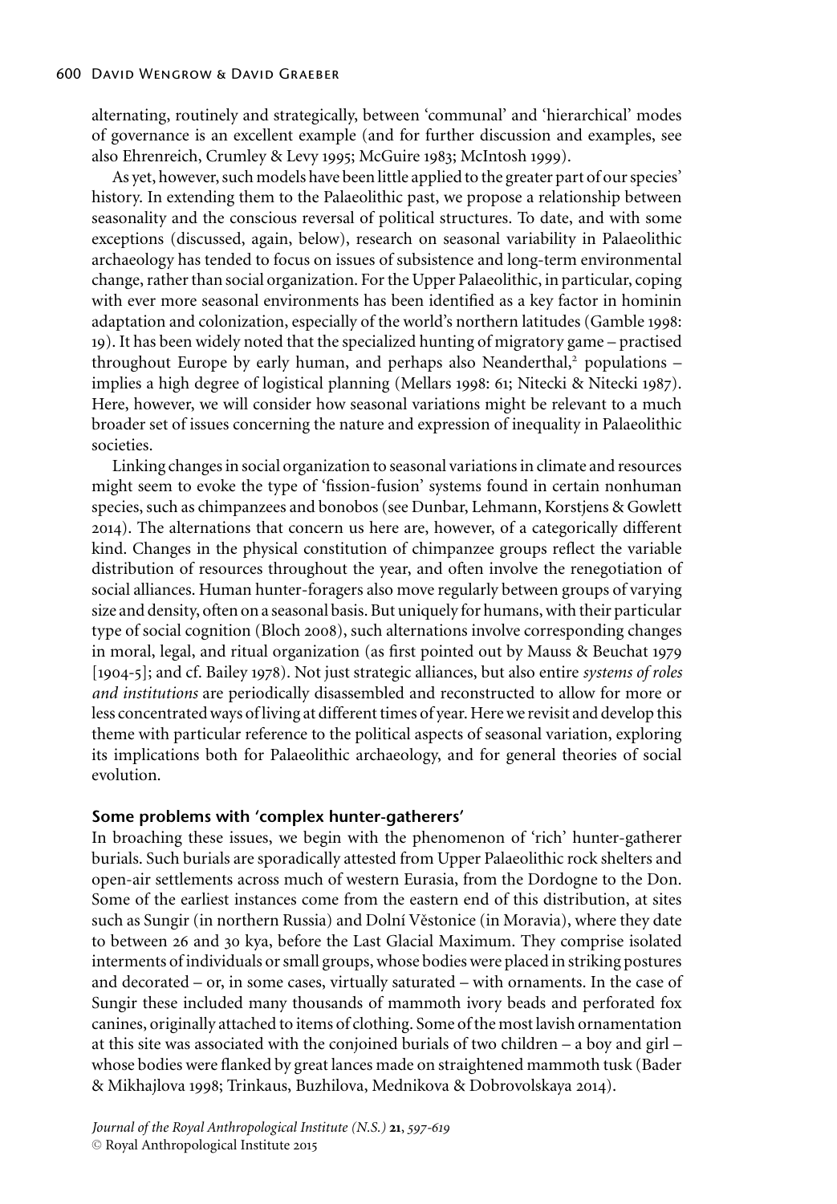alternating, routinely and strategically, between 'communal' and 'hierarchical' modes of governance is an excellent example (and for further discussion and examples, see also Ehrenreich, Crumley & Levy 1995; McGuire 1983; McIntosh 1999).

As yet, however, such models have been little applied to the greater part of our species' history. In extending them to the Palaeolithic past, we propose a relationship between seasonality and the conscious reversal of political structures. To date, and with some exceptions (discussed, again, below), research on seasonal variability in Palaeolithic archaeology has tended to focus on issues of subsistence and long-term environmental change, rather than social organization. For the Upper Palaeolithic, in particular, coping with ever more seasonal environments has been identified as a key factor in hominin adaptation and colonization, especially of the world's northern latitudes (Gamble 1998: 19). It has been widely noted that the specialized hunting of migratory game – practised throughout Europe by early human, and perhaps also Neanderthal,[2] populations – implies a high degree of logistical planning (Mellars 1998: 61; Nitecki & Nitecki 1987). Here, however, we will consider how seasonal variations might be relevant to a much broader set of issues concerning the nature and expression of inequality in Palaeolithic societies.

Linking changes in social organization to seasonal variations in climate and resources might seem to evoke the type of 'fission-fusion' systems found in certain nonhuman species, such as chimpanzees and bonobos (see Dunbar, Lehmann, Korstjens & Gowlett 2014). The alternations that concern us here are, however, of a categorically different kind. Changes in the physical constitution of chimpanzee groups reflect the variable distribution of resources throughout the year, and often involve the renegotiation of social alliances. Human hunter-foragers also move regularly between groups of varying size and density, often on a seasonal basis. But uniquely for humans, with their particular type of social cognition (Bloch 2008), such alternations involve corresponding changes in moral, legal, and ritual organization (as first pointed out by Mauss & Beuchat 1979 [1904-5]; and cf. Bailey 1978). Not just strategic alliances, but also entire *systems of roles and institutions* are periodically disassembled and reconstructed to allow for more or less concentrated ways of living at different times of year. Here we revisit and develop this theme with particular reference to the political aspects of seasonal variation, exploring its implications both for Palaeolithic archaeology, and for general theories of social evolution.

## Some problems with 'complex hunter-gatherers'

In broaching these issues, we begin with the phenomenon of 'rich' hunter-gatherer burials. Such burials are sporadically attested from Upper Palaeolithic rock shelters and open-air settlements across much of western Eurasia, from the Dordogne to the Don. Some of the earliest instances come from the eastern end of this distribution, at sites such as Sungir (in northern Russia) and Dolní Věstonice (in Moravia), where they date to between 26 and 30 kya, before the Last Glacial Maximum. They comprise isolated interments of individuals or small groups, whose bodies were placed in striking postures and decorated – or, in some cases, virtually saturated – with ornaments. In the case of Sungir these included many thousands of mammoth ivory beads and perforated fox canines, originally attached to items of clothing. Some of the most lavish ornamentation at this site was associated with the conjoined burials of two children – a boy and girl – whose bodies were flanked by great lances made on straightened mammoth tusk (Bader & Mikhajlova 1998; Trinkaus, Buzhilova, Mednikova & Dobrovolskaya 2014).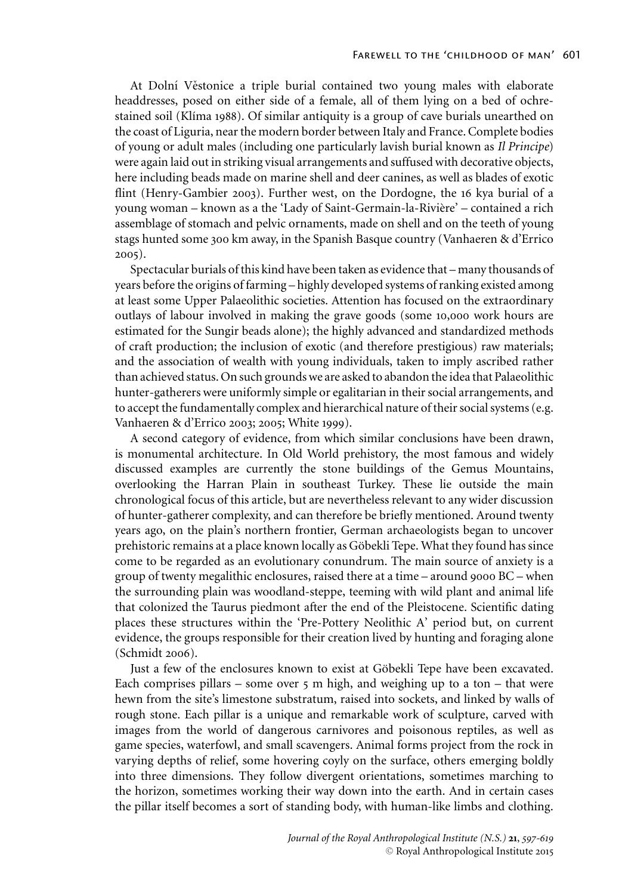At Dolní Věstonice a triple burial contained two young males with elaborate headdresses, posed on either side of a female, all of them lying on a bed of ochre-stained soil (Klíma 1988). Of similar antiquity is a group of cave burials unearthed on the coast of Liguria, near the modern border between Italy and France. Complete bodies of young or adult males (including one particularly lavish burial known as *Il Principe*) were again laid out in striking visual arrangements and suffused with decorative objects, here including beads made on marine shell and deer canines, as well as blades of exotic flint (Henry-Gambier 2003). Further west, on the Dordogne, the 16 kya burial of a young woman – known as a the 'Lady of Saint-Germain-la-Rivière' – contained a rich assemblage of stomach and pelvic ornaments, made on shell and on the teeth of young stags hunted some 300 km away, in the Spanish Basque country (Vanhaeren & d'Errico 2005).

Spectacular burials of this kind have been taken as evidence that – many thousands of years before the origins of farming – highly developed systems of ranking existed among at least some Upper Palaeolithic societies. Attention has focused on the extraordinary outlays of labour involved in making the grave goods (some 10,000 work hours are estimated for the Sungir beads alone); the highly advanced and standardized methods of craft production; the inclusion of exotic (and therefore prestigious) raw materials; and the association of wealth with young individuals, taken to imply ascribed rather than achieved status. On such grounds we are asked to abandon the idea that Palaeolithic hunter-gatherers were uniformly simple or egalitarian in their social arrangements, and to accept the fundamentally complex and hierarchical nature of their social systems (e.g. Vanhaeren & d'Errico 2003; 2005; White 1999).

A second category of evidence, from which similar conclusions have been drawn, is monumental architecture. In Old World prehistory, the most famous and widely discussed examples are currently the stone buildings of the Gemus Mountains, overlooking the Harran Plain in southeast Turkey. These lie outside the main chronological focus of this article, but are nevertheless relevant to any wider discussion of hunter-gatherer complexity, and can therefore be briefly mentioned. Around twenty years ago, on the plain's northern frontier, German archaeologists began to uncover prehistoric remains at a place known locally as Göbekli Tepe. What they found has since come to be regarded as an evolutionary conundrum. The main source of anxiety is a group of twenty megalithic enclosures, raised there at a time – around 9000 BC – when the surrounding plain was woodland-steppe, teeming with wild plant and animal life that colonized the Taurus piedmont after the end of the Pleistocene. Scientific dating places these structures within the 'Pre-Pottery Neolithic A' period but, on current evidence, the groups responsible for their creation lived by hunting and foraging alone (Schmidt 2006).

Just a few of the enclosures known to exist at Göbekli Tepe have been excavated. Each comprises pillars – some over 5 m high, and weighing up to a ton – that were hewn from the site's limestone substratum, raised into sockets, and linked by walls of rough stone. Each pillar is a unique and remarkable work of sculpture, carved with images from the world of dangerous carnivores and poisonous reptiles, as well as game species, waterfowl, and small scavengers. Animal forms project from the rock in varying depths of relief, some hovering coyly on the surface, others emerging boldly into three dimensions. They follow divergent orientations, sometimes marching to the horizon, sometimes working their way down into the earth. And in certain cases the pillar itself becomes a sort of standing body, with human-like limbs and clothing.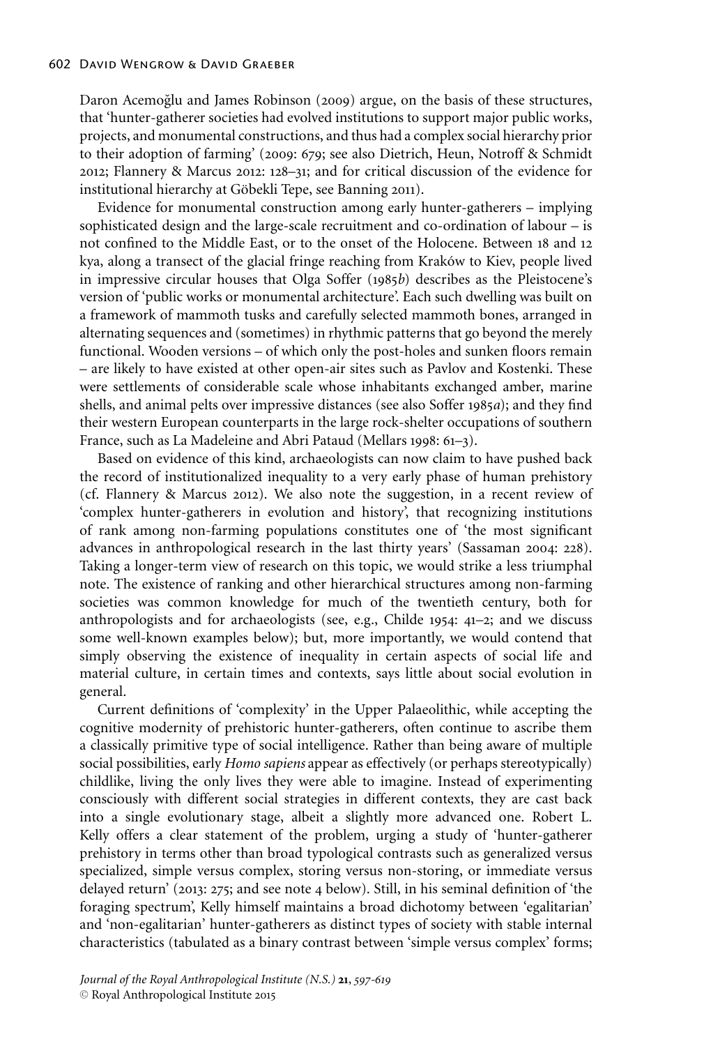Daron Acemoğlu and James Robinson (2009) argue, on the basis of these structures, that 'hunter-gatherer societies had evolved institutions to support major public works, projects, and monumental constructions, and thus had a complex social hierarchy prior to their adoption of farming' (2009: 679; see also Dietrich, Heun, Notroff & Schmidt 2012; Flannery & Marcus 2012: 128–31; and for critical discussion of the evidence for institutional hierarchy at Göbekli Tepe, see Banning 2011).

Evidence for monumental construction among early hunter-gatherers – implying sophisticated design and the large-scale recruitment and co-ordination of labour – is not confined to the Middle East, or to the onset of the Holocene. Between 18 and 12 kya, along a transect of the glacial fringe reaching from Kraków to Kiev, people lived in impressive circular houses that Olga Soffer (1985*b*) describes as the Pleistocene's version of 'public works or monumental architecture'. Each such dwelling was built on a framework of mammoth tusks and carefully selected mammoth bones, arranged in alternating sequences and (sometimes) in rhythmic patterns that go beyond the merely functional. Wooden versions – of which only the post-holes and sunken floors remain – are likely to have existed at other open-air sites such as Pavlov and Kostenki. These were settlements of considerable scale whose inhabitants exchanged amber, marine shells, and animal pelts over impressive distances (see also Soffer 1985*a*); and they find their western European counterparts in the large rock-shelter occupations of southern France, such as La Madeleine and Abri Pataud (Mellars 1998: 61–3).

Based on evidence of this kind, archaeologists can now claim to have pushed back the record of institutionalized inequality to a very early phase of human prehistory (cf. Flannery & Marcus 2012). We also note the suggestion, in a recent review of 'complex hunter-gatherers in evolution and history', that recognizing institutions of rank among non-farming populations constitutes one of 'the most significant advances in anthropological research in the last thirty years' (Sassaman 2004: 228). Taking a longer-term view of research on this topic, we would strike a less triumphal note. The existence of ranking and other hierarchical structures among non-farming societies was common knowledge for much of the twentieth century, both for anthropologists and for archaeologists (see, e.g., Childe 1954: 41–2; and we discuss some well-known examples below); but, more importantly, we would contend that simply observing the existence of inequality in certain aspects of social life and material culture, in certain times and contexts, says little about social evolution in general.

Current definitions of 'complexity' in the Upper Palaeolithic, while accepting the cognitive modernity of prehistoric hunter-gatherers, often continue to ascribe them a classically primitive type of social intelligence. Rather than being aware of multiple social possibilities, early *Homo sapiens* appear as effectively (or perhaps stereotypically) childlike, living the only lives they were able to imagine. Instead of experimenting consciously with different social strategies in different contexts, they are cast back into a single evolutionary stage, albeit a slightly more advanced one. Robert L. Kelly offers a clear statement of the problem, urging a study of 'hunter-gatherer prehistory in terms other than broad typological contrasts such as generalized versus specialized, simple versus complex, storing versus non-storing, or immediate versus delayed return' (2013: 275; and see note 4 below). Still, in his seminal definition of 'the foraging spectrum', Kelly himself maintains a broad dichotomy between 'egalitarian' and 'non-egalitarian' hunter-gatherers as distinct types of society with stable internal characteristics (tabulated as a binary contrast between 'simple versus complex' forms;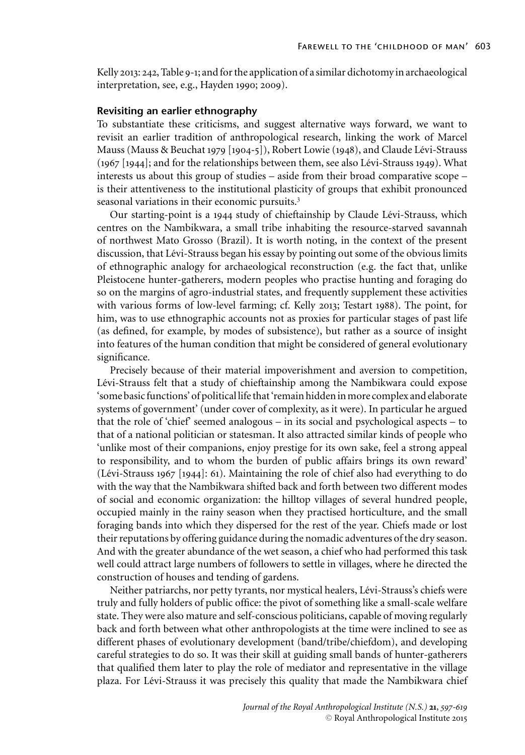Kelly 2013: 242, Table 9-1; and for the application of a similar dichotomy in archaeological interpretation, see, e.g., Hayden 1990; 2009).

### Revisiting an earlier ethnography

To substantiate these criticisms, and suggest alternative ways forward, we want to revisit an earlier tradition of anthropological research, linking the work of Marcel Mauss (Mauss & Beuchat 1979 [1904-5]), Robert Lowie (1948), and Claude Lévi-Strauss (1967 [1944]; and for the relationships between them, see also Lévi-Strauss 1949). What interests us about this group of studies – aside from their broad comparative scope – is their attentiveness to the institutional plasticity of groups that exhibit pronounced seasonal variations in their economic pursuits.[3]

Our starting-point is a 1944 study of chieftainship by Claude Lévi-Strauss, which centres on the Nambikwara, a small tribe inhabiting the resource-starved savannah of northwest Mato Grosso (Brazil). It is worth noting, in the context of the present discussion, that Lévi-Strauss began his essay by pointing out some of the obvious limits of ethnographic analogy for archaeological reconstruction (e.g. the fact that, unlike Pleistocene hunter-gatherers, modern peoples who practise hunting and foraging do so on the margins of agro-industrial states, and frequently supplement these activities with various forms of low-level farming; cf. Kelly 2013; Testart 1988). The point, for him, was to use ethnographic accounts not as proxies for particular stages of past life (as defined, for example, by modes of subsistence), but rather as a source of insight into features of the human condition that might be considered of general evolutionary significance.

Precisely because of their material impoverishment and aversion to competition, Lévi-Strauss felt that a study of chieftainship among the Nambikwara could expose 'some basic functions' of political life that 'remain hidden in more complex and elaborate systems of government' (under cover of complexity, as it were). In particular he argued that the role of 'chief' seemed analogous – in its social and psychological aspects – to that of a national politician or statesman. It also attracted similar kinds of people who 'unlike most of their companions, enjoy prestige for its own sake, feel a strong appeal to responsibility, and to whom the burden of public affairs brings its own reward' (Lévi-Strauss 1967 [1944]: 61). Maintaining the role of chief also had everything to do with the way that the Nambikwara shifted back and forth between two different modes of social and economic organization: the hilltop villages of several hundred people, occupied mainly in the rainy season when they practised horticulture, and the small foraging bands into which they dispersed for the rest of the year. Chiefs made or lost their reputations by offering guidance during the nomadic adventures of the dry season. And with the greater abundance of the wet season, a chief who had performed this task well could attract large numbers of followers to settle in villages, where he directed the construction of houses and tending of gardens.

Neither patriarchs, nor petty tyrants, nor mystical healers, Lévi-Strauss's chiefs were truly and fully holders of public office: the pivot of something like a small-scale welfare state. They were also mature and self-conscious politicians, capable of moving regularly back and forth between what other anthropologists at the time were inclined to see as different phases of evolutionary development (band/tribe/chiefdom), and developing careful strategies to do so. It was their skill at guiding small bands of hunter-gatherers that qualified them later to play the role of mediator and representative in the village plaza. For Lévi-Strauss it was precisely this quality that made the Nambikwara chief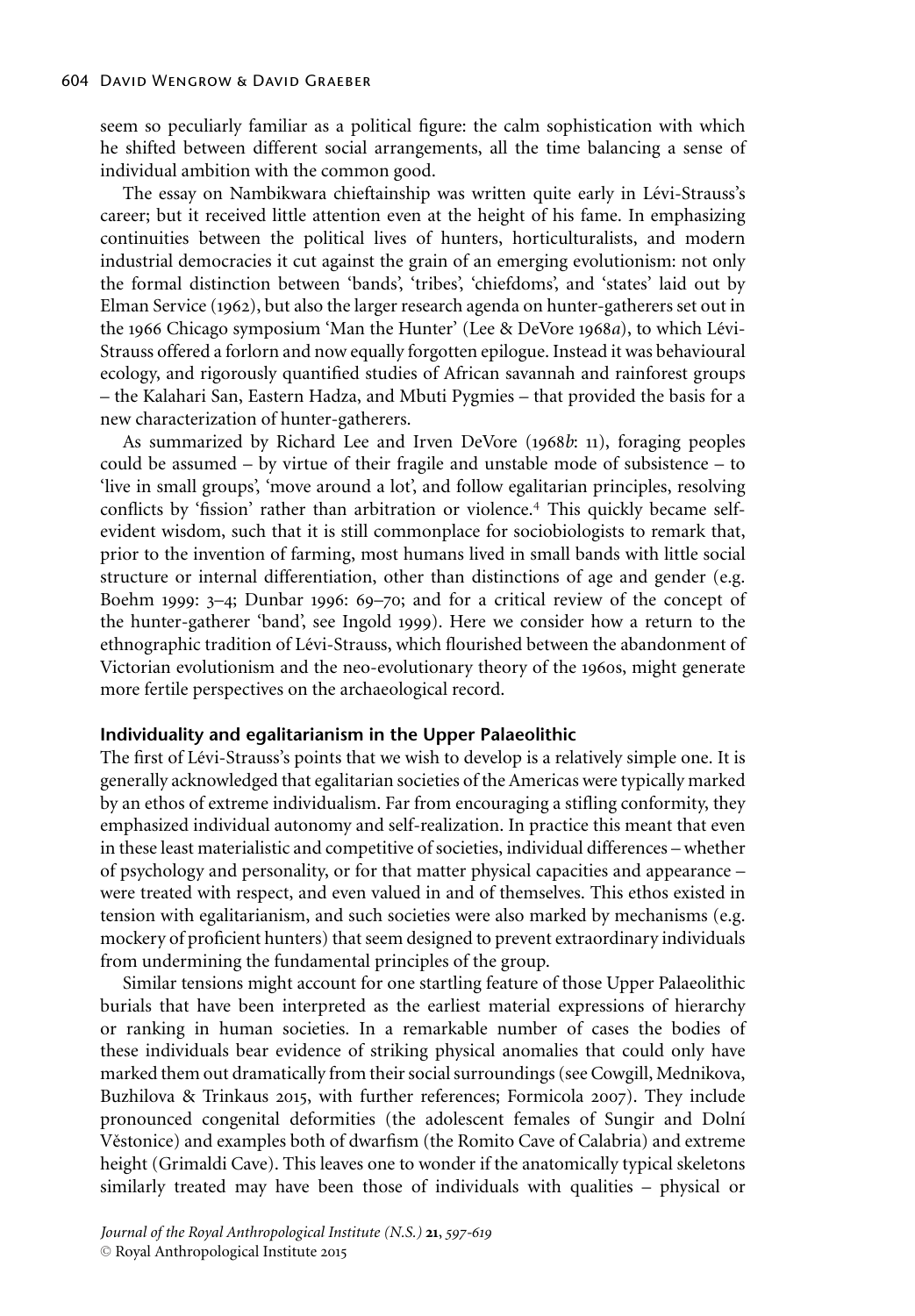seem so peculiarly familiar as a political figure: the calm sophistication with which he shifted between different social arrangements, all the time balancing a sense of individual ambition with the common good.

The essay on Nambikwara chieftainship was written quite early in Lévi-Strauss's career; but it received little attention even at the height of his fame. In emphasizing continuities between the political lives of hunters, horticulturalists, and modern industrial democracies it cut against the grain of an emerging evolutionism: not only the formal distinction between 'bands', 'tribes', 'chiefdoms', and 'states' laid out by Elman Service (1962), but also the larger research agenda on hunter-gatherers set out in the 1966 Chicago symposium 'Man the Hunter' (Lee & DeVore 1968*a*), to which Lévi-Strauss offered a forlorn and now equally forgotten epilogue. Instead it was behavioural ecology, and rigorously quantified studies of African savannah and rainforest groups – the Kalahari San, Eastern Hadza, and Mbuti Pygmies – that provided the basis for a new characterization of hunter-gatherers.

As summarized by Richard Lee and Irven DeVore (1968*b*: 11), foraging peoples could be assumed – by virtue of their fragile and unstable mode of subsistence – to 'live in small groups', 'move around a lot', and follow egalitarian principles, resolving conflicts by 'fission' rather than arbitration or violence.[4] This quickly became self-evident wisdom, such that it is still commonplace for sociobiologists to remark that, prior to the invention of farming, most humans lived in small bands with little social structure or internal differentiation, other than distinctions of age and gender (e.g. Boehm 1999: 3–4; Dunbar 1996: 69–70; and for a critical review of the concept of the hunter-gatherer 'band', see Ingold 1999). Here we consider how a return to the ethnographic tradition of Lévi-Strauss, which flourished between the abandonment of Victorian evolutionism and the neo-evolutionary theory of the 1960s, might generate more fertile perspectives on the archaeological record.

### Individuality and egalitarianism in the Upper Palaeolithic

The first of Lévi-Strauss's points that we wish to develop is a relatively simple one. It is generally acknowledged that egalitarian societies of the Americas were typically marked by an ethos of extreme individualism. Far from encouraging a stifling conformity, they emphasized individual autonomy and self-realization. In practice this meant that even in these least materialistic and competitive of societies, individual differences – whether of psychology and personality, or for that matter physical capacities and appearance – were treated with respect, and even valued in and of themselves. This ethos existed in tension with egalitarianism, and such societies were also marked by mechanisms (e.g. mockery of proficient hunters) that seem designed to prevent extraordinary individuals from undermining the fundamental principles of the group.

Similar tensions might account for one startling feature of those Upper Palaeolithic burials that have been interpreted as the earliest material expressions of hierarchy or ranking in human societies. In a remarkable number of cases the bodies of these individuals bear evidence of striking physical anomalies that could only have marked them out dramatically from their social surroundings (see Cowgill, Mednikova, Buzhilova & Trinkaus 2015, with further references; Formicola 2007). They include pronounced congenital deformities (the adolescent females of Sungir and Dolní Věstonice) and examples both of dwarfism (the Romito Cave of Calabria) and extreme height (Grimaldi Cave). This leaves one to wonder if the anatomically typical skeletons similarly treated may have been those of individuals with qualities – physical or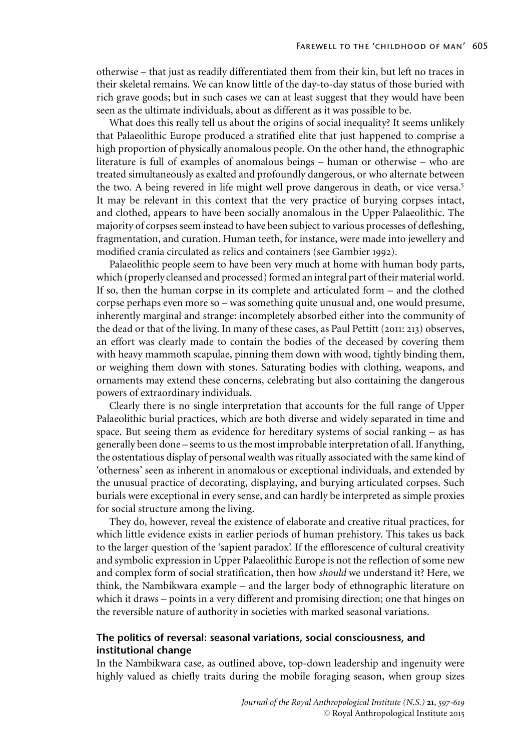otherwise – that just as readily differentiated them from their kin, but left no traces in their skeletal remains. We can know little of the day-to-day status of those buried with rich grave goods; but in such cases we can at least suggest that they would have been seen as the ultimate individuals, about as different as it was possible to be.

What does this really tell us about the origins of social inequality? It seems unlikely that Palaeolithic Europe produced a stratified elite that just happened to comprise a high proportion of physically anomalous people. On the other hand, the ethnographic literature is full of examples of anomalous beings – human or otherwise – who are treated simultaneously as exalted and profoundly dangerous, or who alternate between the two. A being revered in life might well prove dangerous in death, or vice versa.[5] It may be relevant in this context that the very practice of burying corpses intact, and clothed, appears to have been socially anomalous in the Upper Palaeolithic. The majority of corpses seem instead to have been subject to various processes of defleshing, fragmentation, and curation. Human teeth, for instance, were made into jewellery and modified crania circulated as relics and containers (see Gambier 1992).

Palaeolithic people seem to have been very much at home with human body parts, which (properly cleansed and processed) formed an integral part of their material world. If so, then the human corpse in its complete and articulated form – and the clothed corpse perhaps even more so – was something quite unusual and, one would presume, inherently marginal and strange: incompletely absorbed either into the community of the dead or that of the living. In many of these cases, as Paul Pettitt (2011: 213) observes, an effort was clearly made to contain the bodies of the deceased by covering them with heavy mammoth scapulae, pinning them down with wood, tightly binding them, or weighing them down with stones. Saturating bodies with clothing, weapons, and ornaments may extend these concerns, celebrating but also containing the dangerous powers of extraordinary individuals.

Clearly there is no single interpretation that accounts for the full range of Upper Palaeolithic burial practices, which are both diverse and widely separated in time and space. But seeing them as evidence for hereditary systems of social ranking – as has generally been done – seems to us the most improbable interpretation of all. If anything, the ostentatious display of personal wealth was ritually associated with the same kind of 'otherness' seen as inherent in anomalous or exceptional individuals, and extended by the unusual practice of decorating, displaying, and burying articulated corpses. Such burials were exceptional in every sense, and can hardly be interpreted as simple proxies for social structure among the living.

They do, however, reveal the existence of elaborate and creative ritual practices, for which little evidence exists in earlier periods of human prehistory. This takes us back to the larger question of the 'sapient paradox'. If the efflorescence of cultural creativity and symbolic expression in Upper Palaeolithic Europe is not the reflection of some new and complex form of social stratification, then how *should* we understand it? Here, we think, the Nambikwara example – and the larger body of ethnographic literature on which it draws – points in a very different and promising direction; one that hinges on the reversible nature of authority in societies with marked seasonal variations.

## The politics of reversal: seasonal variations, social consciousness, and institutional change

In the Nambikwara case, as outlined above, top-down leadership and ingenuity were highly valued as chiefly traits during the mobile foraging season, when group sizes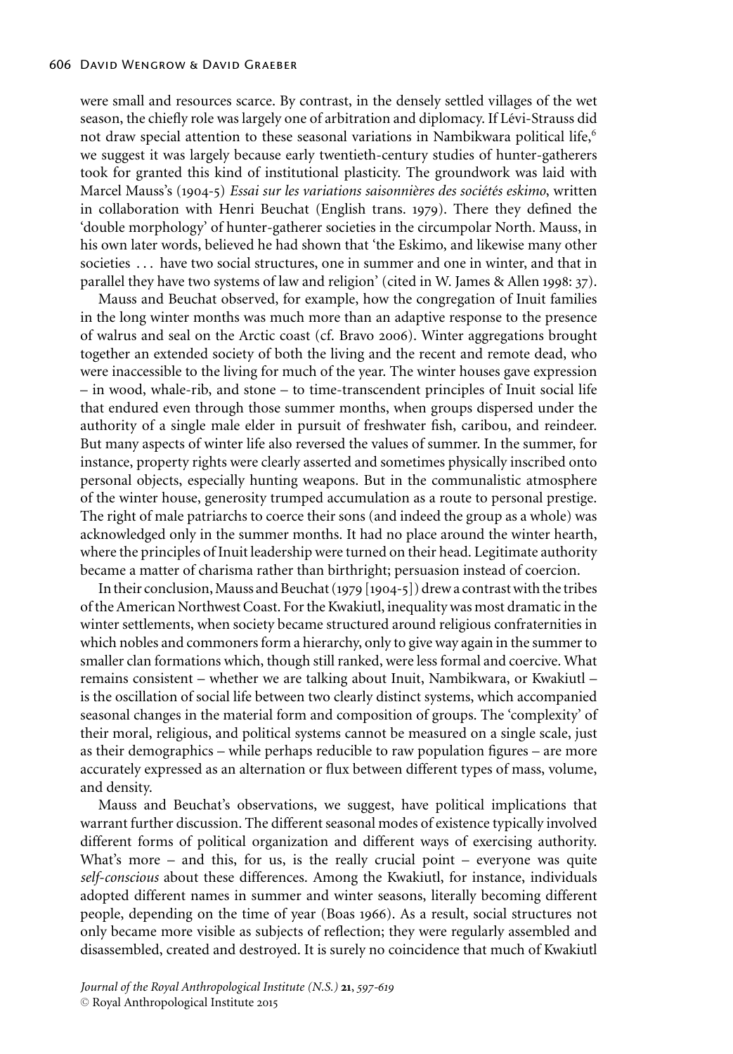were small and resources scarce. By contrast, in the densely settled villages of the wet season, the chiefly role was largely one of arbitration and diplomacy. If Lévi-Strauss did not draw special attention to these seasonal variations in Nambikwara political life,[6] we suggest it was largely because early twentieth-century studies of hunter-gatherers took for granted this kind of institutional plasticity. The groundwork was laid with Marcel Mauss's (1904-5) *Essai sur les variations saisonnières des sociétés eskimo*, written in collaboration with Henri Beuchat (English trans. 1979). There they defined the 'double morphology' of hunter-gatherer societies in the circumpolar North. Mauss, in his own later words, believed he had shown that 'the Eskimo, and likewise many other societies . . . have two social structures, one in summer and one in winter, and that in parallel they have two systems of law and religion' (cited in W. James & Allen 1998: 37).

Mauss and Beuchat observed, for example, how the congregation of Inuit families in the long winter months was much more than an adaptive response to the presence of walrus and seal on the Arctic coast (cf. Bravo 2006). Winter aggregations brought together an extended society of both the living and the recent and remote dead, who were inaccessible to the living for much of the year. The winter houses gave expression – in wood, whale-rib, and stone – to time-transcendent principles of Inuit social life that endured even through those summer months, when groups dispersed under the authority of a single male elder in pursuit of freshwater fish, caribou, and reindeer. But many aspects of winter life also reversed the values of summer. In the summer, for instance, property rights were clearly asserted and sometimes physically inscribed onto personal objects, especially hunting weapons. But in the communalistic atmosphere of the winter house, generosity trumped accumulation as a route to personal prestige. The right of male patriarchs to coerce their sons (and indeed the group as a whole) was acknowledged only in the summer months. It had no place around the winter hearth, where the principles of Inuit leadership were turned on their head. Legitimate authority became a matter of charisma rather than birthright; persuasion instead of coercion.

In their conclusion, Mauss and Beuchat (1979 [1904-5]) drew a contrast with the tribes of the American Northwest Coast. For the Kwakiutl, inequality was most dramatic in the winter settlements, when society became structured around religious confraternities in which nobles and commoners form a hierarchy, only to give way again in the summer to smaller clan formations which, though still ranked, were less formal and coercive. What remains consistent – whether we are talking about Inuit, Nambikwara, or Kwakiutl – is the oscillation of social life between two clearly distinct systems, which accompanied seasonal changes in the material form and composition of groups. The 'complexity' of their moral, religious, and political systems cannot be measured on a single scale, just as their demographics – while perhaps reducible to raw population figures – are more accurately expressed as an alternation or flux between different types of mass, volume, and density.

Mauss and Beuchat's observations, we suggest, have political implications that warrant further discussion. The different seasonal modes of existence typically involved different forms of political organization and different ways of exercising authority. What's more – and this, for us, is the really crucial point – everyone was quite *self-conscious* about these differences. Among the Kwakiutl, for instance, individuals adopted different names in summer and winter seasons, literally becoming different people, depending on the time of year (Boas 1966). As a result, social structures not only became more visible as subjects of reflection; they were regularly assembled and disassembled, created and destroyed. It is surely no coincidence that much of Kwakiutl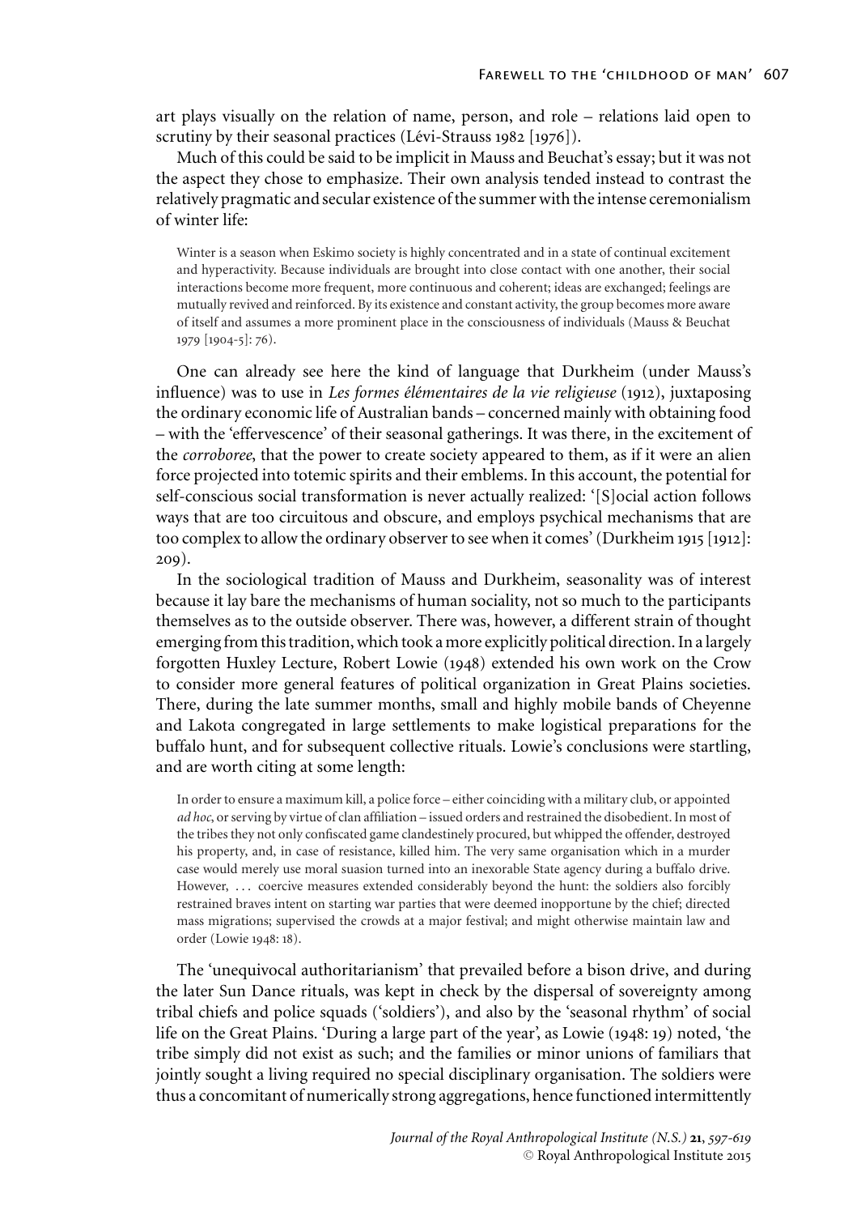art plays visually on the relation of name, person, and role – relations laid open to scrutiny by their seasonal practices (Lévi-Strauss 1982 [1976]).

Much of this could be said to be implicit in Mauss and Beuchat's essay; but it was not the aspect they chose to emphasize. Their own analysis tended instead to contrast the relatively pragmatic and secular existence of the summer with the intense ceremonialism of winter life:

> Winter is a season when Eskimo society is highly concentrated and in a state of continual excitement and hyperactivity. Because individuals are brought into close contact with one another, their social interactions become more frequent, more continuous and coherent; ideas are exchanged; feelings are mutually revived and reinforced. By its existence and constant activity, the group becomes more aware of itself and assumes a more prominent place in the consciousness of individuals (Mauss & Beuchat 1979 [1904-5]: 76).

One can already see here the kind of language that Durkheim (under Mauss's influence) was to use in *Les formes élémentaires de la vie religieuse* (1912), juxtaposing the ordinary economic life of Australian bands – concerned mainly with obtaining food – with the 'effervescence' of their seasonal gatherings. It was there, in the excitement of the *corroboree*, that the power to create society appeared to them, as if it were an alien force projected into totemic spirits and their emblems. In this account, the potential for self-conscious social transformation is never actually realized: '[S]ocial action follows ways that are too circuitous and obscure, and employs psychical mechanisms that are too complex to allow the ordinary observer to see when it comes' (Durkheim 1915 [1912]: 209).

In the sociological tradition of Mauss and Durkheim, seasonality was of interest because it lay bare the mechanisms of human sociality, not so much to the participants themselves as to the outside observer. There was, however, a different strain of thought emerging from this tradition, which took a more explicitly political direction. In a largely forgotten Huxley Lecture, Robert Lowie (1948) extended his own work on the Crow to consider more general features of political organization in Great Plains societies. There, during the late summer months, small and highly mobile bands of Cheyenne and Lakota congregated in large settlements to make logistical preparations for the buffalo hunt, and for subsequent collective rituals. Lowie's conclusions were startling, and are worth citing at some length:

> In order to ensure a maximum kill, a police force – either coinciding with a military club, or appointed *ad hoc*, or serving by virtue of clan affiliation – issued orders and restrained the disobedient. In most of the tribes they not only confiscated game clandestinely procured, but whipped the offender, destroyed his property, and, in case of resistance, killed him. The very same organisation which in a murder case would merely use moral suasion turned into an inexorable State agency during a buffalo drive. However, ... coercive measures extended considerably beyond the hunt: the soldiers also forcibly restrained braves intent on starting war parties that were deemed inopportune by the chief; directed mass migrations; supervised the crowds at a major festival; and might otherwise maintain law and order (Lowie 1948: 18).

The 'unequivocal authoritarianism' that prevailed before a bison drive, and during the later Sun Dance rituals, was kept in check by the dispersal of sovereignty among tribal chiefs and police squads ('soldiers'), and also by the 'seasonal rhythm' of social life on the Great Plains. 'During a large part of the year', as Lowie (1948: 19) noted, 'the tribe simply did not exist as such; and the families or minor unions of familiars that jointly sought a living required no special disciplinary organisation. The soldiers were thus a concomitant of numerically strong aggregations, hence functioned intermittently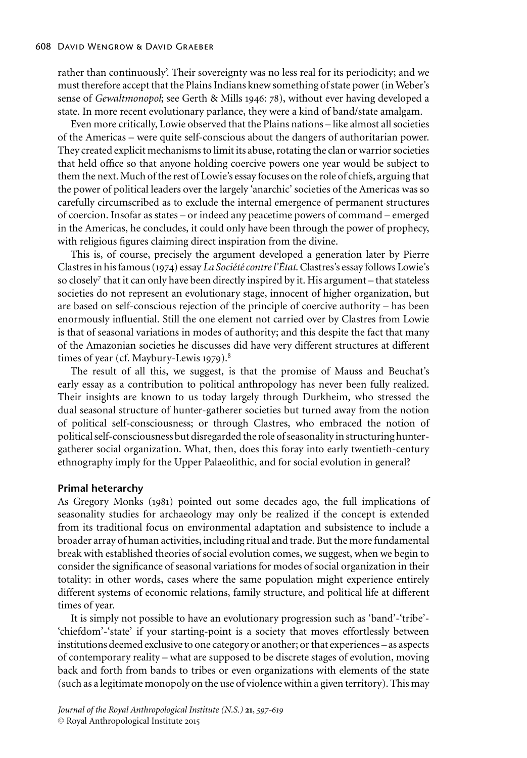rather than continuously'. Their sovereignty was no less real for its periodicity; and we must therefore accept that the Plains Indians knew something of state power (in Weber's sense of *Gewaltmonopol*; see Gerth & Mills 1946: 78), without ever having developed a state. In more recent evolutionary parlance, they were a kind of band/state amalgam.

Even more critically, Lowie observed that the Plains nations – like almost all societies of the Americas – were quite self-conscious about the dangers of authoritarian power. They created explicit mechanisms to limit its abuse, rotating the clan or warrior societies that held office so that anyone holding coercive powers one year would be subject to them the next. Much of the rest of Lowie's essay focuses on the role of chiefs, arguing that the power of political leaders over the largely 'anarchic' societies of the Americas was so carefully circumscribed as to exclude the internal emergence of permanent structures of coercion. Insofar as states – or indeed any peacetime powers of command – emerged in the Americas, he concludes, it could only have been through the power of prophecy, with religious figures claiming direct inspiration from the divine.

This is, of course, precisely the argument developed a generation later by Pierre Clastres in his famous (1974) essay *La Société contre l'État*. Clastres's essay follows Lowie's so closely[7] that it can only have been directly inspired by it. His argument – that stateless societies do not represent an evolutionary stage, innocent of higher organization, but are based on self-conscious rejection of the principle of coercive authority – has been enormously influential. Still the one element not carried over by Clastres from Lowie is that of seasonal variations in modes of authority; and this despite the fact that many of the Amazonian societies he discusses did have very different structures at different times of year (cf. Maybury-Lewis 1979).[8]

The result of all this, we suggest, is that the promise of Mauss and Beuchat's early essay as a contribution to political anthropology has never been fully realized. Their insights are known to us today largely through Durkheim, who stressed the dual seasonal structure of hunter-gatherer societies but turned away from the notion of political self-consciousness; or through Clastres, who embraced the notion of political self-consciousness but disregarded the role of seasonality in structuring hunter-gatherer social organization. What, then, does this foray into early twentieth-century ethnography imply for the Upper Palaeolithic, and for social evolution in general?

## Primal heterarchy

As Gregory Monks (1981) pointed out some decades ago, the full implications of seasonality studies for archaeology may only be realized if the concept is extended from its traditional focus on environmental adaptation and subsistence to include a broader array of human activities, including ritual and trade. But the more fundamental break with established theories of social evolution comes, we suggest, when we begin to consider the significance of seasonal variations for modes of social organization in their totality: in other words, cases where the same population might experience entirely different systems of economic relations, family structure, and political life at different times of year.

It is simply not possible to have an evolutionary progression such as 'band'-'tribe'-'chiefdom'-'state' if your starting-point is a society that moves effortlessly between institutions deemed exclusive to one category or another; or that experiences – as aspects of contemporary reality – what are supposed to be discrete stages of evolution, moving back and forth from bands to tribes or even organizations with elements of the state (such as a legitimate monopoly on the use of violence within a given territory). This may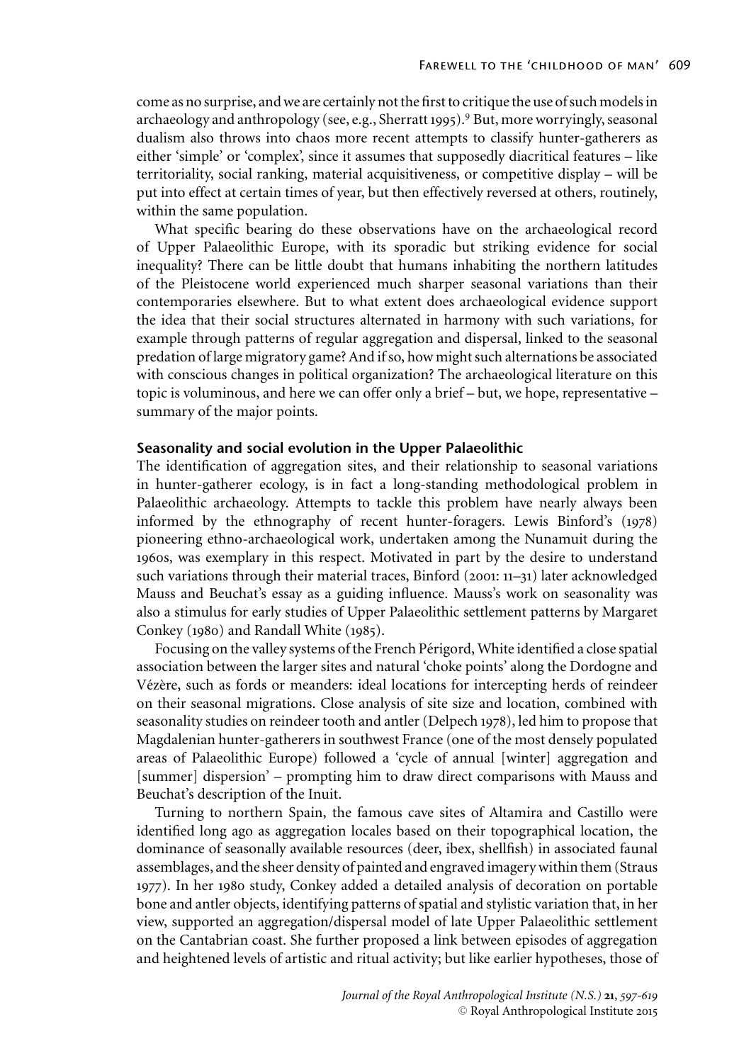come as no surprise, and we are certainly not the first to critique the use of such models in archaeology and anthropology (see, e.g., Sherratt 1995).[9] But, more worryingly, seasonal dualism also throws into chaos more recent attempts to classify hunter-gatherers as either 'simple' or 'complex', since it assumes that supposedly diacritical features – like territoriality, social ranking, material acquisitiveness, or competitive display – will be put into effect at certain times of year, but then effectively reversed at others, routinely, within the same population.

What specific bearing do these observations have on the archaeological record of Upper Palaeolithic Europe, with its sporadic but striking evidence for social inequality? There can be little doubt that humans inhabiting the northern latitudes of the Pleistocene world experienced much sharper seasonal variations than their contemporaries elsewhere. But to what extent does archaeological evidence support the idea that their social structures alternated in harmony with such variations, for example through patterns of regular aggregation and dispersal, linked to the seasonal predation of large migratory game? And if so, how might such alternations be associated with conscious changes in political organization? The archaeological literature on this topic is voluminous, and here we can offer only a brief – but, we hope, representative – summary of the major points.

## Seasonality and social evolution in the Upper Palaeolithic

The identification of aggregation sites, and their relationship to seasonal variations in hunter-gatherer ecology, is in fact a long-standing methodological problem in Palaeolithic archaeology. Attempts to tackle this problem have nearly always been informed by the ethnography of recent hunter-foragers. Lewis Binford's (1978) pioneering ethno-archaeological work, undertaken among the Nunamuit during the 1960s, was exemplary in this respect. Motivated in part by the desire to understand such variations through their material traces, Binford (2001: 11–31) later acknowledged Mauss and Beuchat's essay as a guiding influence. Mauss's work on seasonality was also a stimulus for early studies of Upper Palaeolithic settlement patterns by Margaret Conkey (1980) and Randall White (1985).

Focusing on the valley systems of the French Périgord, White identified a close spatial association between the larger sites and natural 'choke points' along the Dordogne and Vézère, such as fords or meanders: ideal locations for intercepting herds of reindeer on their seasonal migrations. Close analysis of site size and location, combined with seasonality studies on reindeer tooth and antler (Delpech 1978), led him to propose that Magdalenian hunter-gatherers in southwest France (one of the most densely populated areas of Palaeolithic Europe) followed a 'cycle of annual [winter] aggregation and [summer] dispersion' – prompting him to draw direct comparisons with Mauss and Beuchat's description of the Inuit.

Turning to northern Spain, the famous cave sites of Altamira and Castillo were identified long ago as aggregation locales based on their topographical location, the dominance of seasonally available resources (deer, ibex, shellfish) in associated faunal assemblages, and the sheer density of painted and engraved imagery within them (Straus 1977). In her 1980 study, Conkey added a detailed analysis of decoration on portable bone and antler objects, identifying patterns of spatial and stylistic variation that, in her view, supported an aggregation/dispersal model of late Upper Palaeolithic settlement on the Cantabrian coast. She further proposed a link between episodes of aggregation and heightened levels of artistic and ritual activity; but like earlier hypotheses, those of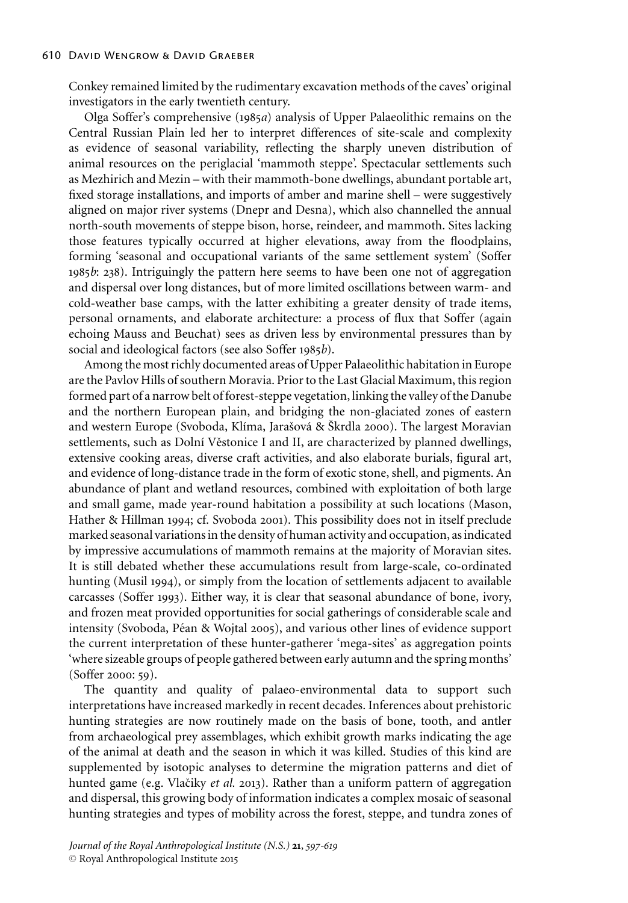Conkey remained limited by the rudimentary excavation methods of the caves' original investigators in the early twentieth century.

Olga Soffer's comprehensive (1985*a*) analysis of Upper Palaeolithic remains on the Central Russian Plain led her to interpret differences of site-scale and complexity as evidence of seasonal variability, reflecting the sharply uneven distribution of animal resources on the periglacial 'mammoth steppe'. Spectacular settlements such as Mezhirich and Mezin – with their mammoth-bone dwellings, abundant portable art, fixed storage installations, and imports of amber and marine shell – were suggestively aligned on major river systems (Dnepr and Desna), which also channelled the annual north-south movements of steppe bison, horse, reindeer, and mammoth. Sites lacking those features typically occurred at higher elevations, away from the floodplains, forming 'seasonal and occupational variants of the same settlement system' (Soffer 1985*b*: 238). Intriguingly the pattern here seems to have been one not of aggregation and dispersal over long distances, but of more limited oscillations between warm- and cold-weather base camps, with the latter exhibiting a greater density of trade items, personal ornaments, and elaborate architecture: a process of flux that Soffer (again echoing Mauss and Beuchat) sees as driven less by environmental pressures than by social and ideological factors (see also Soffer 1985*b*).

Among the most richly documented areas of Upper Palaeolithic habitation in Europe are the Pavlov Hills of southern Moravia. Prior to the Last Glacial Maximum, this region formed part of a narrow belt of forest-steppe vegetation, linking the valley of the Danube and the northern European plain, and bridging the non-glaciated zones of eastern and western Europe (Svoboda, Klíma, Jarašová & Škrdla 2000). The largest Moravian settlements, such as Dolní Věstonice I and II, are characterized by planned dwellings, extensive cooking areas, diverse craft activities, and also elaborate burials, figural art, and evidence of long-distance trade in the form of exotic stone, shell, and pigments. An abundance of plant and wetland resources, combined with exploitation of both large and small game, made year-round habitation a possibility at such locations (Mason, Hather & Hillman 1994; cf. Svoboda 2001). This possibility does not in itself preclude marked seasonal variations in the density of human activity and occupation, as indicated by impressive accumulations of mammoth remains at the majority of Moravian sites. It is still debated whether these accumulations result from large-scale, co-ordinated hunting (Musil 1994), or simply from the location of settlements adjacent to available carcasses (Soffer 1993). Either way, it is clear that seasonal abundance of bone, ivory, and frozen meat provided opportunities for social gatherings of considerable scale and intensity (Svoboda, Péan & Wojtal 2005), and various other lines of evidence support the current interpretation of these hunter-gatherer 'mega-sites' as aggregation points 'where sizeable groups of people gathered between early autumn and the spring months' (Soffer 2000: 59).

The quantity and quality of palaeo-environmental data to support such interpretations have increased markedly in recent decades. Inferences about prehistoric hunting strategies are now routinely made on the basis of bone, tooth, and antler from archaeological prey assemblages, which exhibit growth marks indicating the age of the animal at death and the season in which it was killed. Studies of this kind are supplemented by isotopic analyses to determine the migration patterns and diet of hunted game (e.g. Vlačiky *et al.* 2013). Rather than a uniform pattern of aggregation and dispersal, this growing body of information indicates a complex mosaic of seasonal hunting strategies and types of mobility across the forest, steppe, and tundra zones of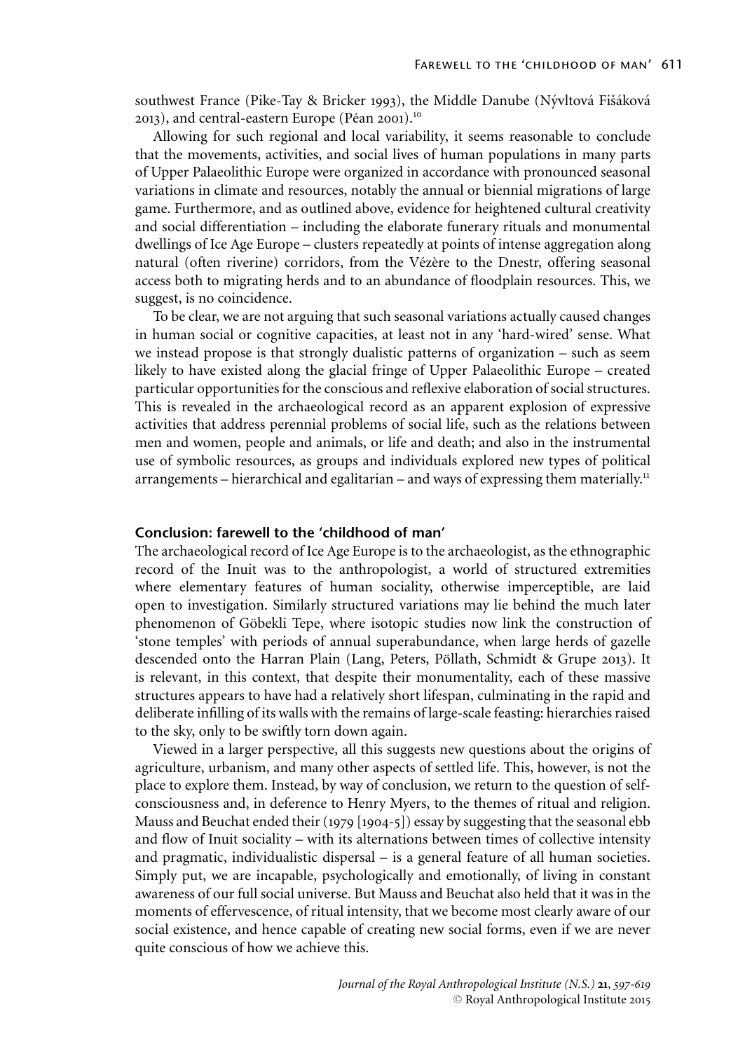southwest France (Pike-Tay & Bricker 1993), the Middle Danube (Nývltová Fišáková 2013), and central-eastern Europe (Péan 2001).[10]

Allowing for such regional and local variability, it seems reasonable to conclude that the movements, activities, and social lives of human populations in many parts of Upper Palaeolithic Europe were organized in accordance with pronounced seasonal variations in climate and resources, notably the annual or biennial migrations of large game. Furthermore, and as outlined above, evidence for heightened cultural creativity and social differentiation – including the elaborate funerary rituals and monumental dwellings of Ice Age Europe – clusters repeatedly at points of intense aggregation along natural (often riverine) corridors, from the Vézère to the Dnestr, offering seasonal access both to migrating herds and to an abundance of floodplain resources. This, we suggest, is no coincidence.

To be clear, we are not arguing that such seasonal variations actually caused changes in human social or cognitive capacities, at least not in any 'hard-wired' sense. What we instead propose is that strongly dualistic patterns of organization – such as seem likely to have existed along the glacial fringe of Upper Palaeolithic Europe – created particular opportunities for the conscious and reflexive elaboration of social structures. This is revealed in the archaeological record as an apparent explosion of expressive activities that address perennial problems of social life, such as the relations between men and women, people and animals, or life and death; and also in the instrumental use of symbolic resources, as groups and individuals explored new types of political arrangements – hierarchical and egalitarian – and ways of expressing them materially.[11]

## Conclusion: farewell to the 'childhood of man'

The archaeological record of Ice Age Europe is to the archaeologist, as the ethnographic record of the Inuit was to the anthropologist, a world of structured extremities where elementary features of human sociality, otherwise imperceptible, are laid open to investigation. Similarly structured variations may lie behind the much later phenomenon of Göbekli Tepe, where isotopic studies now link the construction of 'stone temples' with periods of annual superabundance, when large herds of gazelle descended onto the Harran Plain (Lang, Peters, Pöllath, Schmidt & Grupe 2013). It is relevant, in this context, that despite their monumentality, each of these massive structures appears to have had a relatively short lifespan, culminating in the rapid and deliberate infilling of its walls with the remains of large-scale feasting: hierarchies raised to the sky, only to be swiftly torn down again.

Viewed in a larger perspective, all this suggests new questions about the origins of agriculture, urbanism, and many other aspects of settled life. This, however, is not the place to explore them. Instead, by way of conclusion, we return to the question of self-consciousness and, in deference to Henry Myers, to the themes of ritual and religion. Mauss and Beuchat ended their (1979 [1904-5]) essay by suggesting that the seasonal ebb and flow of Inuit sociality – with its alternations between times of collective intensity and pragmatic, individualistic dispersal – is a general feature of all human societies. Simply put, we are incapable, psychologically and emotionally, of living in constant awareness of our full social universe. But Mauss and Beuchat also held that it was in the moments of effervescence, of ritual intensity, that we become most clearly aware of our social existence, and hence capable of creating new social forms, even if we are never quite conscious of how we achieve this.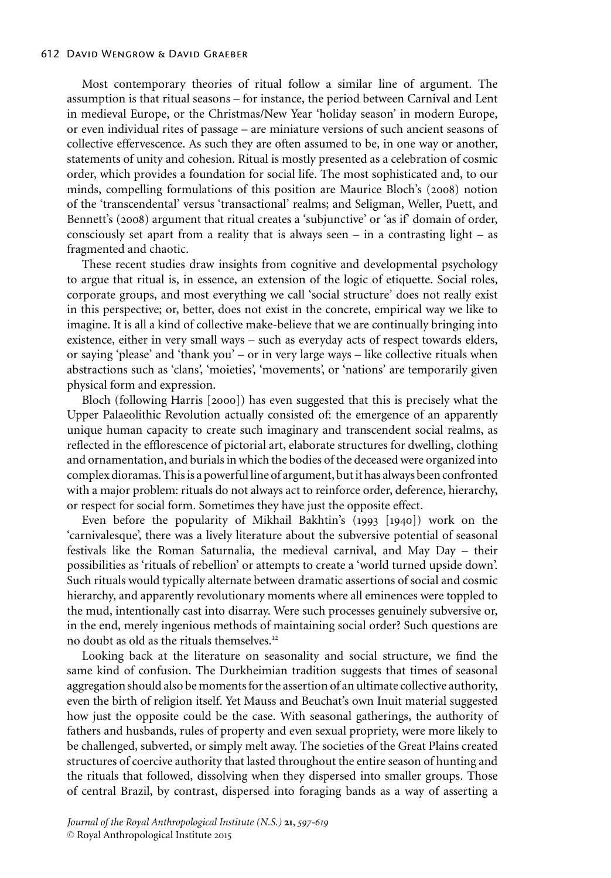Most contemporary theories of ritual follow a similar line of argument. The assumption is that ritual seasons – for instance, the period between Carnival and Lent in medieval Europe, or the Christmas/New Year 'holiday season' in modern Europe, or even individual rites of passage – are miniature versions of such ancient seasons of collective effervescence. As such they are often assumed to be, in one way or another, statements of unity and cohesion. Ritual is mostly presented as a celebration of cosmic order, which provides a foundation for social life. The most sophisticated and, to our minds, compelling formulations of this position are Maurice Bloch's (2008) notion of the 'transcendental' versus 'transactional' realms; and Seligman, Weller, Puett, and Bennett's (2008) argument that ritual creates a 'subjunctive' or 'as if' domain of order, consciously set apart from a reality that is always seen – in a contrasting light – as fragmented and chaotic.

These recent studies draw insights from cognitive and developmental psychology to argue that ritual is, in essence, an extension of the logic of etiquette. Social roles, corporate groups, and most everything we call 'social structure' does not really exist in this perspective; or, better, does not exist in the concrete, empirical way we like to imagine. It is all a kind of collective make-believe that we are continually bringing into existence, either in very small ways – such as everyday acts of respect towards elders, or saying 'please' and 'thank you' – or in very large ways – like collective rituals when abstractions such as 'clans', 'moieties', 'movements', or 'nations' are temporarily given physical form and expression.

Bloch (following Harris [2000]) has even suggested that this is precisely what the Upper Palaeolithic Revolution actually consisted of: the emergence of an apparently unique human capacity to create such imaginary and transcendent social realms, as reflected in the efflorescence of pictorial art, elaborate structures for dwelling, clothing and ornamentation, and burials in which the bodies of the deceased were organized into complex dioramas. This is a powerful line of argument, but it has always been confronted with a major problem: rituals do not always act to reinforce order, deference, hierarchy, or respect for social form. Sometimes they have just the opposite effect.

Even before the popularity of Mikhail Bakhtin's (1993 [1940]) work on the 'carnivalesque', there was a lively literature about the subversive potential of seasonal festivals like the Roman Saturnalia, the medieval carnival, and May Day – their possibilities as 'rituals of rebellion' or attempts to create a 'world turned upside down'. Such rituals would typically alternate between dramatic assertions of social and cosmic hierarchy, and apparently revolutionary moments where all eminences were toppled to the mud, intentionally cast into disarray. Were such processes genuinely subversive or, in the end, merely ingenious methods of maintaining social order? Such questions are no doubt as old as the rituals themselves.[12]

Looking back at the literature on seasonality and social structure, we find the same kind of confusion. The Durkheimian tradition suggests that times of seasonal aggregation should also be moments for the assertion of an ultimate collective authority, even the birth of religion itself. Yet Mauss and Beuchat's own Inuit material suggested how just the opposite could be the case. With seasonal gatherings, the authority of fathers and husbands, rules of property and even sexual propriety, were more likely to be challenged, subverted, or simply melt away. The societies of the Great Plains created structures of coercive authority that lasted throughout the entire season of hunting and the rituals that followed, dissolving when they dispersed into smaller groups. Those of central Brazil, by contrast, dispersed into foraging bands as a way of asserting a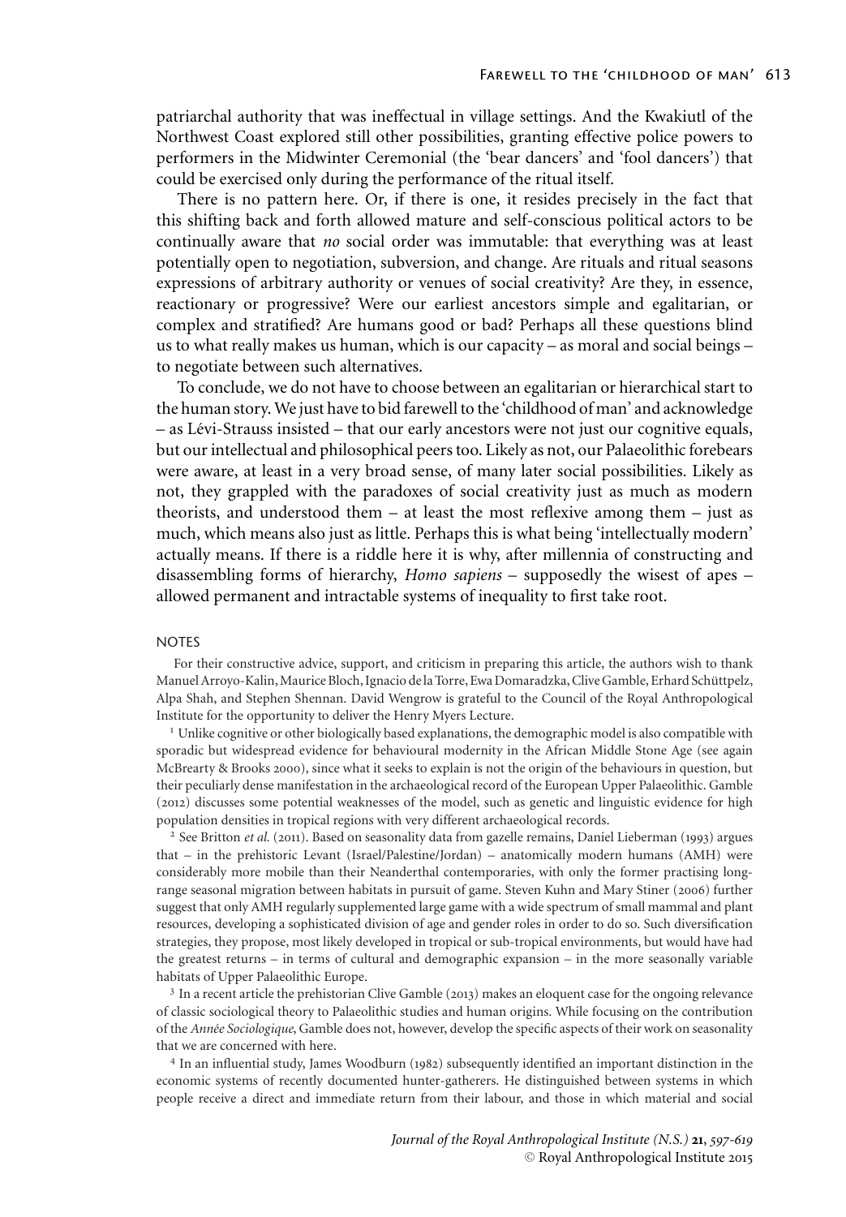patriarchal authority that was ineffectual in village settings. And the Kwakiutl of the Northwest Coast explored still other possibilities, granting effective police powers to performers in the Midwinter Ceremonial (the 'bear dancers' and 'fool dancers') that could be exercised only during the performance of the ritual itself.

There is no pattern here. Or, if there is one, it resides precisely in the fact that this shifting back and forth allowed mature and self-conscious political actors to be continually aware that *no* social order was immutable: that everything was at least potentially open to negotiation, subversion, and change. Are rituals and ritual seasons expressions of arbitrary authority or venues of social creativity? Are they, in essence, reactionary or progressive? Were our earliest ancestors simple and egalitarian, or complex and stratified? Are humans good or bad? Perhaps all these questions blind us to what really makes us human, which is our capacity – as moral and social beings – to negotiate between such alternatives.

To conclude, we do not have to choose between an egalitarian or hierarchical start to the human story. We just have to bid farewell to the 'childhood of man' and acknowledge – as Lévi-Strauss insisted – that our early ancestors were not just our cognitive equals, but our intellectual and philosophical peers too. Likely as not, our Palaeolithic forebears were aware, at least in a very broad sense, of many later social possibilities. Likely as not, they grappled with the paradoxes of social creativity just as much as modern theorists, and understood them – at least the most reflexive among them – just as much, which means also just as little. Perhaps this is what being 'intellectually modern' actually means. If there is a riddle here it is why, after millennia of constructing and disassembling forms of hierarchy, *Homo sapiens* – supposedly the wisest of apes – allowed permanent and intractable systems of inequality to first take root.

## NOTES

For their constructive advice, support, and criticism in preparing this article, the authors wish to thank Manuel Arroyo-Kalin, Maurice Bloch, Ignacio de la Torre, Ewa Domaradzka, Clive Gamble, Erhard Schüttpelz, Alpa Shah, and Stephen Shennan. David Wengrow is grateful to the Council of the Royal Anthropological Institute for the opportunity to deliver the Henry Myers Lecture.

[1] Unlike cognitive or other biologically based explanations, the demographic model is also compatible with sporadic but widespread evidence for behavioural modernity in the African Middle Stone Age (see again McBrearty & Brooks 2000), since what it seeks to explain is not the origin of the behaviours in question, but their peculiarly dense manifestation in the archaeological record of the European Upper Palaeolithic. Gamble (2012) discusses some potential weaknesses of the model, such as genetic and linguistic evidence for high population densities in tropical regions with very different archaeological records.

[2] See Britton *et al.* (2011). Based on seasonality data from gazelle remains, Daniel Lieberman (1993) argues that – in the prehistoric Levant (Israel/Palestine/Jordan) – anatomically modern humans (AMH) were considerably more mobile than their Neanderthal contemporaries, with only the former practising long-range seasonal migration between habitats in pursuit of game. Steven Kuhn and Mary Stiner (2006) further suggest that only AMH regularly supplemented large game with a wide spectrum of small mammal and plant resources, developing a sophisticated division of age and gender roles in order to do so. Such diversification strategies, they propose, most likely developed in tropical or sub-tropical environments, but would have had the greatest returns – in terms of cultural and demographic expansion – in the more seasonally variable habitats of Upper Palaeolithic Europe.

[3] In a recent article the prehistorian Clive Gamble (2013) makes an eloquent case for the ongoing relevance of classic sociological theory to Palaeolithic studies and human origins. While focusing on the contribution of the *Année Sociologique*, Gamble does not, however, develop the specific aspects of their work on seasonality that we are concerned with here.

[4] In an influential study, James Woodburn (1982) subsequently identified an important distinction in the economic systems of recently documented hunter-gatherers. He distinguished between systems in which people receive a direct and immediate return from their labour, and those in which material and social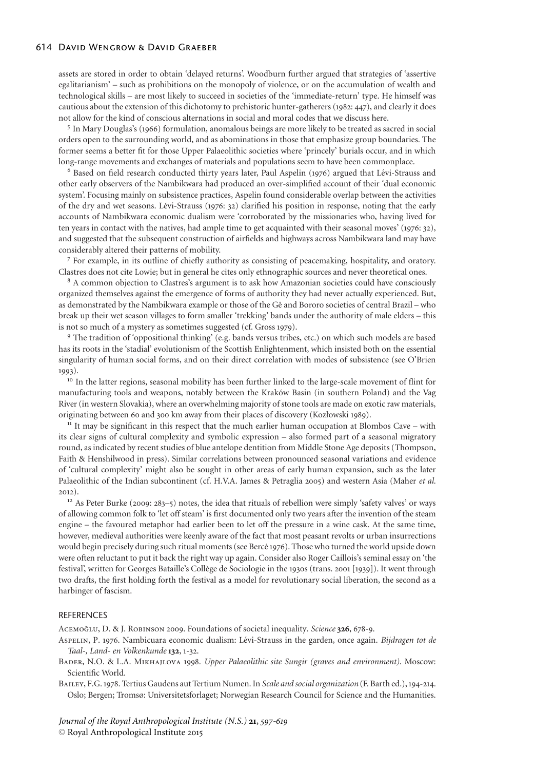assets are stored in order to obtain 'delayed returns'. Woodburn further argued that strategies of 'assertive egalitarianism' – such as prohibitions on the monopoly of violence, or on the accumulation of wealth and technological skills – are most likely to succeed in societies of the 'immediate-return' type. He himself was cautious about the extension of this dichotomy to prehistoric hunter-gatherers (1982: 447), and clearly it does not allow for the kind of conscious alternations in social and moral codes that we discuss here.

[5] In Mary Douglas's (1966) formulation, anomalous beings are more likely to be treated as sacred in social orders open to the surrounding world, and as abominations in those that emphasize group boundaries. The former seems a better fit for those Upper Palaeolithic societies where 'princely' burials occur, and in which long-range movements and exchanges of materials and populations seem to have been commonplace.

[6] Based on field research conducted thirty years later, Paul Aspelin (1976) argued that Lévi-Strauss and other early observers of the Nambikwara had produced an over-simplified account of their 'dual economic system'. Focusing mainly on subsistence practices, Aspelin found considerable overlap between the activities of the dry and wet seasons. Lévi-Strauss (1976: 32) clarified his position in response, noting that the early accounts of Nambikwara economic dualism were 'corroborated by the missionaries who, having lived for ten years in contact with the natives, had ample time to get acquainted with their seasonal moves' (1976: 32), and suggested that the subsequent construction of airfields and highways across Nambikwara land may have considerably altered their patterns of mobility.

[7] For example, in its outline of chiefly authority as consisting of peacemaking, hospitality, and oratory. Clastres does not cite Lowie; but in general he cites only ethnographic sources and never theoretical ones.

[8] A common objection to Clastres's argument is to ask how Amazonian societies could have consciously organized themselves against the emergence of forms of authority they had never actually experienced. But, as demonstrated by the Nambikwara example or those of the Gê and Bororo societies of central Brazil – who break up their wet season villages to form smaller 'trekking' bands under the authority of male elders – this is not so much of a mystery as sometimes suggested (cf. Gross 1979).

[9] The tradition of 'oppositional thinking' (e.g. bands versus tribes, etc.) on which such models are based has its roots in the 'stadial' evolutionism of the Scottish Enlightenment, which insisted both on the essential singularity of human social forms, and on their direct correlation with modes of subsistence (see O'Brien 1993).

[10] In the latter regions, seasonal mobility has been further linked to the large-scale movement of flint for manufacturing tools and weapons, notably between the Kraków Basin (in southern Poland) and the Vag River (in western Slovakia), where an overwhelming majority of stone tools are made on exotic raw materials, originating between 60 and 300 km away from their places of discovery (Kozłowski 1989).

[11] It may be significant in this respect that the much earlier human occupation at Blombos Cave – with its clear signs of cultural complexity and symbolic expression – also formed part of a seasonal migratory round, as indicated by recent studies of blue antelope dentition from Middle Stone Age deposits (Thompson, Faith & Henshilwood in press). Similar correlations between pronounced seasonal variations and evidence of 'cultural complexity' might also be sought in other areas of early human expansion, such as the later Palaeolithic of the Indian subcontinent (cf. H.V.A. James & Petraglia 2005) and western Asia (Maher *et al.* 2012).

[12] As Peter Burke (2009: 283–5) notes, the idea that rituals of rebellion were simply 'safety valves' or ways of allowing common folk to 'let off steam' is first documented only two years after the invention of the steam engine – the favoured metaphor had earlier been to let off the pressure in a wine cask. At the same time, however, medieval authorities were keenly aware of the fact that most peasant revolts or urban insurrections would begin precisely during such ritual moments (see Bercé 1976). Those who turned the world upside down were often reluctant to put it back the right way up again. Consider also Roger Caillois's seminal essay on 'the festival', written for Georges Bataille's Collège de Sociologie in the 1930s (trans. 2001 [1939]). It went through two drafts, the first holding forth the festival as a model for revolutionary social liberation, the second as a harbinger of fascism.

## REFERENCES

Acemoğlu, D. & J. Robinson 2009. Foundations of societal inequality. *Science* **326**, 678-9.

Aspelin, P. 1976. Nambicuara economic dualism: Lévi-Strauss in the garden, once again. *Bijdragen tot de Taal-, Land- en Volkenkunde* **132**, 1-32.

Bader, N.O. & L.A. Mikhajlova 1998. *Upper Palaeolithic site Sungir (graves and environment)*. Moscow: Scientific World.

Bailey, F.G. 1978. Tertius Gaudens aut Tertium Numen. In *Scale and social organization* (F. Barth ed.), 194-214. Oslo; Bergen; Tromsø: Universitetsforlaget; Norwegian Research Council for Science and the Humanities.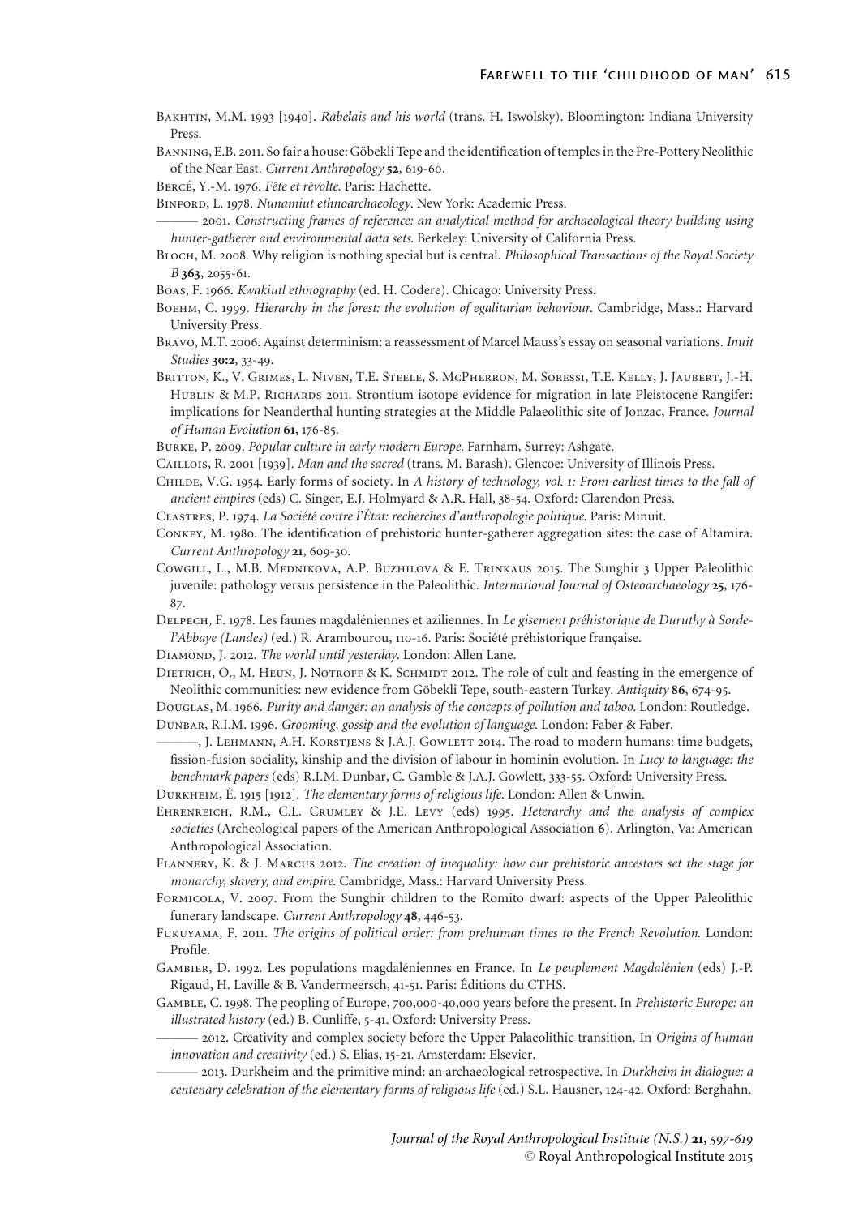Bakhtin, M.M. 1993 [1940]. *Rabelais and his world* (trans. H. Iswolsky). Bloomington: Indiana University Press.

Banning, E.B. 2011. So fair a house: Göbekli Tepe and the identification of temples in the Pre-Pottery Neolithic of the Near East. *Current Anthropology* **52**, 619-60.

Bercé, Y.-M. 1976. *Fête et révolte*. Paris: Hachette.

Binford, L. 1978. *Nunamiut ethnoarchaeology*. New York: Academic Press.

——— 2001. *Constructing frames of reference: an analytical method for archaeological theory building using hunter-gatherer and environmental data sets*. Berkeley: University of California Press.

Bloch, M. 2008. Why religion is nothing special but is central. *Philosophical Transactions of the Royal Society B* **363**, 2055-61.

Boas, F. 1966. *Kwakiutl ethnography* (ed. H. Codere). Chicago: University Press.

Boehm, C. 1999. *Hierarchy in the forest: the evolution of egalitarian behaviour*. Cambridge, Mass.: Harvard University Press.

Bravo, M.T. 2006. Against determinism: a reassessment of Marcel Mauss's essay on seasonal variations. *Inuit Studies* **30:2**, 33-49.

Britton, K., V. Grimes, L. Niven, T.E. Steele, S. McPherron, M. Soressi, T.E. Kelly, J. Jaubert, J.-H. Hublin & M.P. Richards 2011. Strontium isotope evidence for migration in late Pleistocene Rangifer: implications for Neanderthal hunting strategies at the Middle Palaeolithic site of Jonzac, France. *Journal of Human Evolution* **61**, 176-85.

Burke, P. 2009. *Popular culture in early modern Europe*. Farnham, Surrey: Ashgate.

Caillois, R. 2001 [1939]. *Man and the sacred* (trans. M. Barash). Glencoe: University of Illinois Press.

Childe, V.G. 1954. Early forms of society. In *A history of technology, vol. 1: From earliest times to the fall of ancient empires* (eds) C. Singer, E.J. Holmyard & A.R. Hall, 38-54. Oxford: Clarendon Press.

Clastres, P. 1974. *La Société contre l'État: recherches d'anthropologie politique*. Paris: Minuit.

Conkey, M. 1980. The identification of prehistoric hunter-gatherer aggregation sites: the case of Altamira. *Current Anthropology* **21**, 609-30.

Cowgill, L., M.B. Mednikova, A.P. Buzhilova & E. Trinkaus 2015. The Sunghir 3 Upper Paleolithic juvenile: pathology versus persistence in the Paleolithic. *International Journal of Osteoarchaeology* **25**, 176-87.

Delpech, F. 1978. Les faunes magdaléniennes et aziliennes. In *Le gisement préhistorique de Duruthy à Sorde-l'Abbaye (Landes)* (ed.) R. Arambourou, 110-16. Paris: Société préhistorique française.

Diamond, J. 2012. *The world until yesterday*. London: Allen Lane.

Dietrich, O., M. Heun, J. Notroff & K. Schmidt 2012. The role of cult and feasting in the emergence of Neolithic communities: new evidence from Göbekli Tepe, south-eastern Turkey. *Antiquity* **86**, 674-95.

Douglas, M. 1966. *Purity and danger: an analysis of the concepts of pollution and taboo*. London: Routledge.

Dunbar, R.I.M. 1996. *Grooming, gossip and the evolution of language*. London: Faber & Faber.

———, J. Lehmann, A.H. Korstjens & J.A.J. Gowlett 2014. The road to modern humans: time budgets, fission-fusion sociality, kinship and the division of labour in hominin evolution. In *Lucy to language: the benchmark papers* (eds) R.I.M. Dunbar, C. Gamble & J.A.J. Gowlett, 333-55. Oxford: University Press.

Durkheim, É. 1915 [1912]. *The elementary forms of religious life*. London: Allen & Unwin.

Ehrenreich, R.M., C.L. Crumley & J.E. Levy (eds) 1995. *Heterarchy and the analysis of complex societies* (Archeological papers of the American Anthropological Association **6**). Arlington, Va: American Anthropological Association.

Flannery, K. & J. Marcus 2012. *The creation of inequality: how our prehistoric ancestors set the stage for monarchy, slavery, and empire*. Cambridge, Mass.: Harvard University Press.

Formicola, V. 2007. From the Sunghir children to the Romito dwarf: aspects of the Upper Paleolithic funerary landscape. *Current Anthropology* **48**, 446-53.

Fukuyama, F. 2011. *The origins of political order: from prehuman times to the French Revolution*. London: Profile.

Gambier, D. 1992. Les populations magdaléniennes en France. In *Le peuplement Magdalénien* (eds) J.-P. Rigaud, H. Laville & B. Vandermeersch, 41-51. Paris: Éditions du CTHS.

Gamble, C. 1998. The peopling of Europe, 700,000-40,000 years before the present. In *Prehistoric Europe: an illustrated history* (ed.) B. Cunliffe, 5-41. Oxford: University Press.

——— 2012. Creativity and complex society before the Upper Palaeolithic transition. In *Origins of human innovation and creativity* (ed.) S. Elias, 15-21. Amsterdam: Elsevier.

——— 2013. Durkheim and the primitive mind: an archaeological retrospective. In *Durkheim in dialogue: a centenary celebration of the elementary forms of religious life* (ed.) S.L. Hausner, 124-42. Oxford: Berghahn.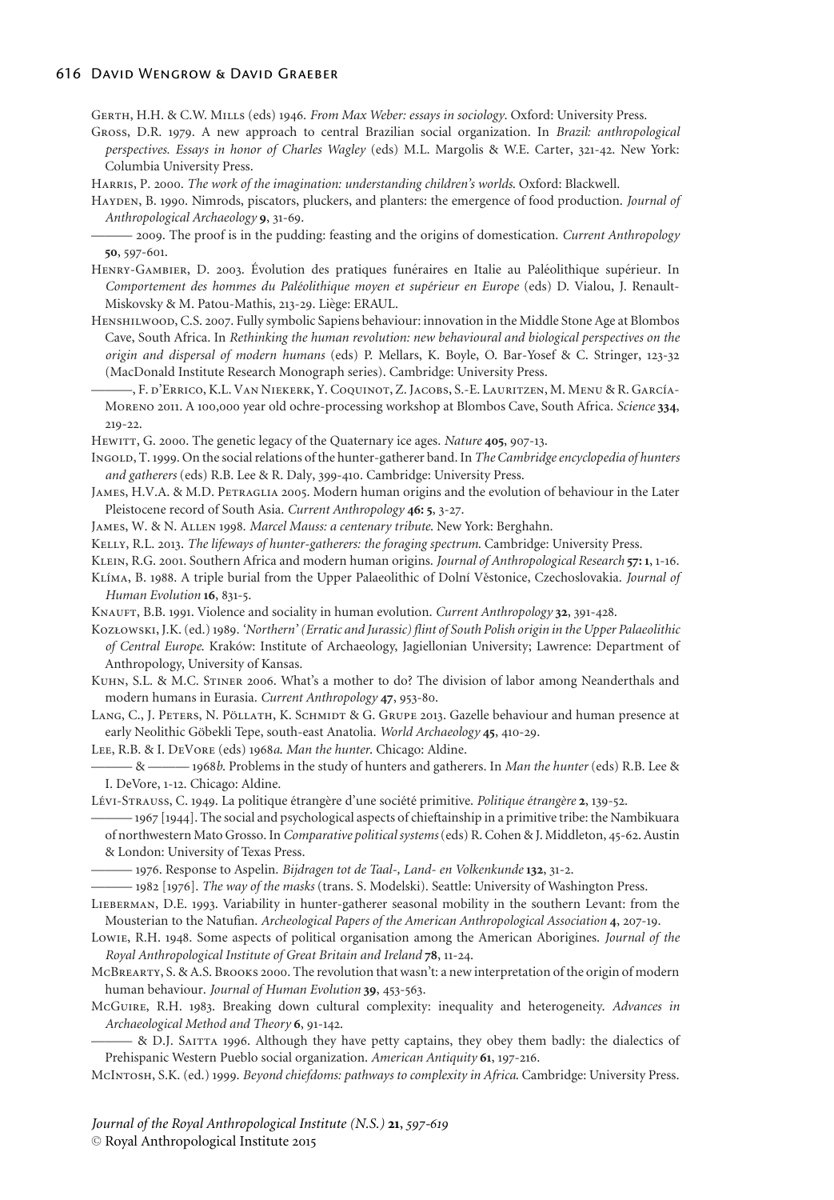Gerth, H.H. & C.W. Mills (eds) 1946. *From Max Weber: essays in sociology*. Oxford: University Press.

Gross, D.R. 1979. A new approach to central Brazilian social organization. In *Brazil: anthropological perspectives. Essays in honor of Charles Wagley* (eds) M.L. Margolis & W.E. Carter, 321-42. New York: Columbia University Press.

Harris, P. 2000. *The work of the imagination: understanding children's worlds*. Oxford: Blackwell.

Hayden, B. 1990. Nimrods, piscators, pluckers, and planters: the emergence of food production. *Journal of Anthropological Archaeology* **9**, 31-69.

——— 2009. The proof is in the pudding: feasting and the origins of domestication. *Current Anthropology* **50**, 597-601.

Henry-Gambier, D. 2003. Évolution des pratiques funéraires en Italie au Paléolithique supérieur. In *Comportement des hommes du Paléolithique moyen et supérieur en Europe* (eds) D. Vialou, J. Renault-Miskovsky & M. Patou-Mathis, 213-29. Liège: ERAUL.

Henshilwood, C.S. 2007. Fully symbolic Sapiens behaviour: innovation in the Middle Stone Age at Blombos Cave, South Africa. In *Rethinking the human revolution: new behavioural and biological perspectives on the origin and dispersal of modern humans* (eds) P. Mellars, K. Boyle, O. Bar-Yosef & C. Stringer, 123-32 (MacDonald Institute Research Monograph series). Cambridge: University Press.

———, F. d'Errico, K.L. Van Niekerk, Y. Coquinot, Z. Jacobs, S.-E. Lauritzen, M. Menu & R. García-Moreno 2011. A 100,000 year old ochre-processing workshop at Blombos Cave, South Africa. *Science* **334**, 219-22.

Hewitt, G. 2000. The genetic legacy of the Quaternary ice ages. *Nature* **405**, 907-13.

Ingold, T. 1999. On the social relations of the hunter-gatherer band. In *The Cambridge encyclopedia of hunters and gatherers* (eds) R.B. Lee & R. Daly, 399-410. Cambridge: University Press.

James, H.V.A. & M.D. Petraglia 2005. Modern human origins and the evolution of behaviour in the Later Pleistocene record of South Asia. *Current Anthropology* **46: 5**, 3-27.

James, W. & N. Allen 1998. *Marcel Mauss: a centenary tribute*. New York: Berghahn.

Kelly, R.L. 2013. *The lifeways of hunter-gatherers: the foraging spectrum*. Cambridge: University Press.

Klein, R.G. 2001. Southern Africa and modern human origins. *Journal of Anthropological Research* **57: 1**, 1-16.

Klíma, B. 1988. A triple burial from the Upper Palaeolithic of Dolní Věstonice, Czechoslovakia. *Journal of Human Evolution* **16**, 831-5.

Knauft, B.B. 1991. Violence and sociality in human evolution. *Current Anthropology* **32**, 391-428.

Kozłowski, J.K. (ed.) 1989. *'Northern' (Erratic and Jurassic) flint of South Polish origin in the Upper Palaeolithic of Central Europe*. Kraków: Institute of Archaeology, Jagiellonian University; Lawrence: Department of Anthropology, University of Kansas.

Kuhn, S.L. & M.C. Stiner 2006. What's a mother to do? The division of labor among Neanderthals and modern humans in Eurasia. *Current Anthropology* **47**, 953-80.

Lang, C., J. Peters, N. Pöllath, K. Schmidt & G. Grupe 2013. Gazelle behaviour and human presence at early Neolithic Göbekli Tepe, south-east Anatolia. *World Archaeology* **45**, 410-29.

Lee, R.B. & I. DeVore (eds) 1968*a*. *Man the hunter*. Chicago: Aldine.

——— & ——— 1968*b*. Problems in the study of hunters and gatherers. In *Man the hunter* (eds) R.B. Lee & I. DeVore, 1-12. Chicago: Aldine.

Lévi-Strauss, C. 1949. La politique étrangère d'une société primitive. *Politique étrangère* **2**, 139-52.

——— 1967 [1944]. The social and psychological aspects of chieftainship in a primitive tribe: the Nambikuara of northwestern Mato Grosso. In *Comparative political systems* (eds) R. Cohen & J. Middleton, 45-62. Austin & London: University of Texas Press.

——— 1976. Response to Aspelin. *Bijdragen tot de Taal-, Land- en Volkenkunde* **132**, 31-2.

——— 1982 [1976]. *The way of the masks* (trans. S. Modelski). Seattle: University of Washington Press.

Lieberman, D.E. 1993. Variability in hunter-gatherer seasonal mobility in the southern Levant: from the Mousterian to the Natufian. *Archeological Papers of the American Anthropological Association* **4**, 207-19.

Lowie, R.H. 1948. Some aspects of political organisation among the American Aborigines. *Journal of the Royal Anthropological Institute of Great Britain and Ireland* **78**, 11-24.

McBrearty, S. & A.S. Brooks 2000. The revolution that wasn't: a new interpretation of the origin of modern human behaviour. *Journal of Human Evolution* **39**, 453-563.

McGuire, R.H. 1983. Breaking down cultural complexity: inequality and heterogeneity. *Advances in Archaeological Method and Theory* **6**, 91-142.

——— & D.J. Saitta 1996. Although they have petty captains, they obey them badly: the dialectics of Prehispanic Western Pueblo social organization. *American Antiquity* **61**, 197-216.

McIntosh, S.K. (ed.) 1999. *Beyond chiefdoms: pathways to complexity in Africa*. Cambridge: University Press.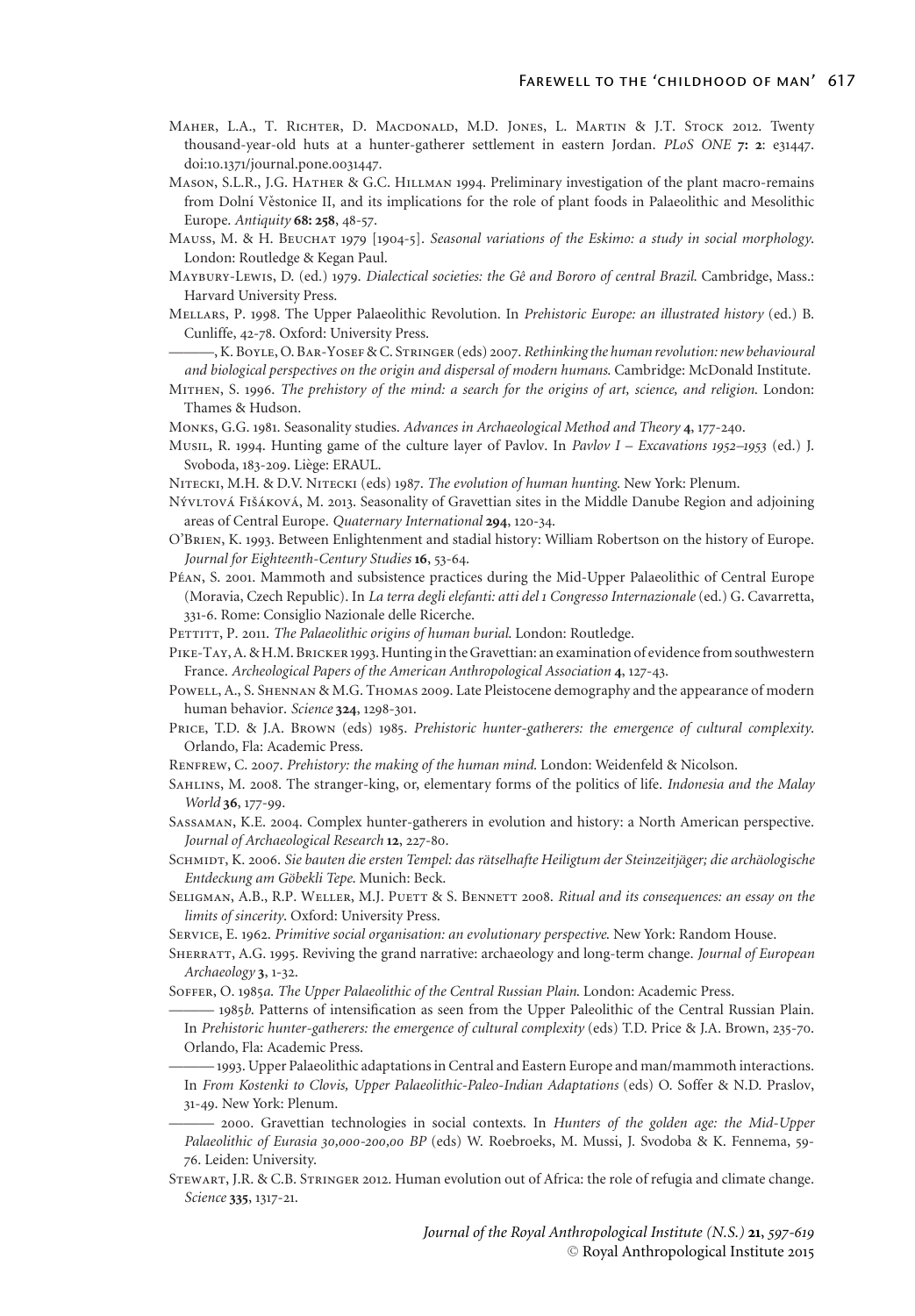Maher, L.A., T. Richter, D. Macdonald, M.D. Jones, L. Martin & J.T. Stock 2012. Twenty thousand-year-old huts at a hunter-gatherer settlement in eastern Jordan. *PLoS ONE* **7: 2**: e31447. doi:10.1371/journal.pone.0031447.

Mason, S.L.R., J.G. Hather & G.C. Hillman 1994. Preliminary investigation of the plant macro-remains from Dolní Věstonice II, and its implications for the role of plant foods in Palaeolithic and Mesolithic Europe. *Antiquity* **68: 258**, 48-57.

Mauss, M. & H. Beuchat 1979 [1904-5]. *Seasonal variations of the Eskimo: a study in social morphology*. London: Routledge & Kegan Paul.

Maybury-Lewis, D. (ed.) 1979. *Dialectical societies: the Gê and Bororo of central Brazil*. Cambridge, Mass.: Harvard University Press.

Mellars, P. 1998. The Upper Palaeolithic Revolution. In *Prehistoric Europe: an illustrated history* (ed.) B. Cunliffe, 42-78. Oxford: University Press.

———, K. Boyle, O. Bar-Yosef & C. Stringer (eds) 2007. *Rethinking the human revolution: new behavioural and biological perspectives on the origin and dispersal of modern humans*. Cambridge: McDonald Institute.

Mithen, S. 1996. *The prehistory of the mind: a search for the origins of art, science, and religion*. London: Thames & Hudson.

Monks, G.G. 1981. Seasonality studies. *Advances in Archaeological Method and Theory* **4**, 177-240.

Musil, R. 1994. Hunting game of the culture layer of Pavlov. In *Pavlov I – Excavations 1952–1953* (ed.) J. Svoboda, 183-209. Liège: ERAUL.

Nitecki, M.H. & D.V. Nitecki (eds) 1987. *The evolution of human hunting*. New York: Plenum.

Nývltová Fišáková, M. 2013. Seasonality of Gravettian sites in the Middle Danube Region and adjoining areas of Central Europe. *Quaternary International* **294**, 120-34.

O'Brien, K. 1993. Between Enlightenment and stadial history: William Robertson on the history of Europe. *Journal for Eighteenth-Century Studies* **16**, 53-64.

Péan, S. 2001. Mammoth and subsistence practices during the Mid-Upper Palaeolithic of Central Europe (Moravia, Czech Republic). In *La terra degli elefanti: atti del 1 Congresso Internazionale* (ed.) G. Cavarretta, 331-6. Rome: Consiglio Nazionale delle Ricerche.

Pettitt, P. 2011. *The Palaeolithic origins of human burial*. London: Routledge.

Pike-Tay, A. & H.M. Bricker 1993. Hunting in the Gravettian: an examination of evidence from southwestern France. *Archeological Papers of the American Anthropological Association* **4**, 127-43.

Powell, A., S. Shennan & M.G. Thomas 2009. Late Pleistocene demography and the appearance of modern human behavior. *Science* **324**, 1298-301.

Price, T.D. & J.A. Brown (eds) 1985. *Prehistoric hunter-gatherers: the emergence of cultural complexity*. Orlando, Fla: Academic Press.

Renfrew, C. 2007. *Prehistory: the making of the human mind*. London: Weidenfeld & Nicolson.

Sahlins, M. 2008. The stranger-king, or, elementary forms of the politics of life. *Indonesia and the Malay World* **36**, 177-99.

Sassaman, K.E. 2004. Complex hunter-gatherers in evolution and history: a North American perspective. *Journal of Archaeological Research* **12**, 227-80.

Schmidt, K. 2006. *Sie bauten die ersten Tempel: das rätselhafte Heiligtum der Steinzeitjäger; die archäologische Entdeckung am Göbekli Tepe*. Munich: Beck.

Seligman, A.B., R.P. Weller, M.J. Puett & S. Bennett 2008. *Ritual and its consequences: an essay on the limits of sincerity*. Oxford: University Press.

Service, E. 1962. *Primitive social organisation: an evolutionary perspective*. New York: Random House.

Sherratt, A.G. 1995. Reviving the grand narrative: archaeology and long-term change. *Journal of European Archaeology* **3**, 1-32.

Soffer, O. 1985*a*. *The Upper Palaeolithic of the Central Russian Plain*. London: Academic Press.

——— 1985*b*. Patterns of intensification as seen from the Upper Paleolithic of the Central Russian Plain. In *Prehistoric hunter-gatherers: the emergence of cultural complexity* (eds) T.D. Price & J.A. Brown, 235-70. Orlando, Fla: Academic Press.

——— 1993. Upper Palaeolithic adaptations in Central and Eastern Europe and man/mammoth interactions. In *From Kostenki to Clovis, Upper Palaeolithic-Paleo-Indian Adaptations* (eds) O. Soffer & N.D. Praslov, 31-49. New York: Plenum.

——— 2000. Gravettian technologies in social contexts. In *Hunters of the golden age: the Mid-Upper Palaeolithic of Eurasia 30,000-200,00 BP* (eds) W. Roebroeks, M. Mussi, J. Svodoba & K. Fennema, 59-76. Leiden: University.

Stewart, J.R. & C.B. Stringer 2012. Human evolution out of Africa: the role of refugia and climate change. *Science* **335**, 1317-21.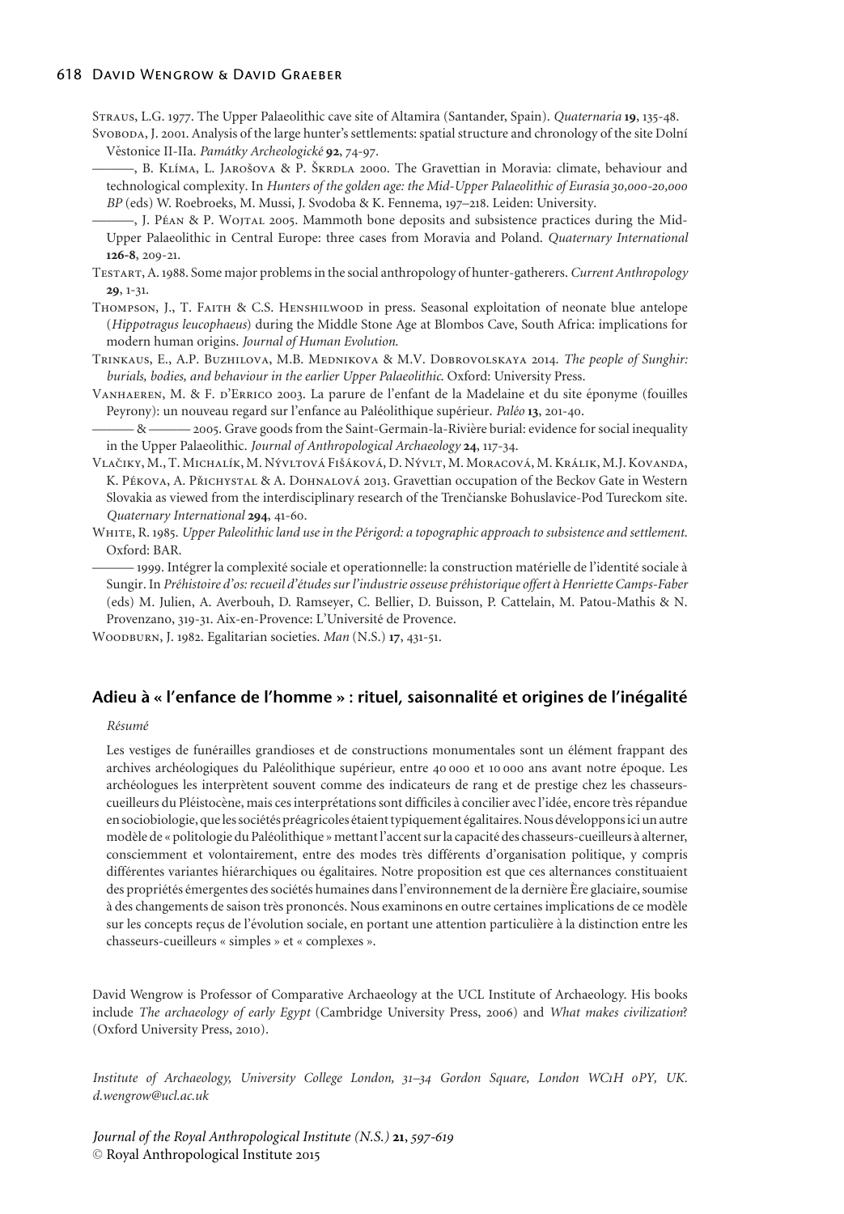Straus, L.G. 1977. The Upper Palaeolithic cave site of Altamira (Santander, Spain). *Quaternaria* **19**, 135-48.

Svoboda, J. 2001. Analysis of the large hunter's settlements: spatial structure and chronology of the site Dolní Věstonice II-IIa. *Památky Archeologické* **92**, 74-97.

———, B. Klíma, L. Jarošova & P. Škrdla 2000. The Gravettian in Moravia: climate, behaviour and technological complexity. In *Hunters of the golden age: the Mid-Upper Palaeolithic of Eurasia 30,000-20,000 BP* (eds) W. Roebroeks, M. Mussi, J. Svodoba & K. Fennema, 197–218. Leiden: University.

———, J. Péan & P. Wojtal 2005. Mammoth bone deposits and subsistence practices during the Mid-Upper Palaeolithic in Central Europe: three cases from Moravia and Poland. *Quaternary International* **126-8**, 209-21.

Testart, A. 1988. Some major problems in the social anthropology of hunter-gatherers. *Current Anthropology* **29**, 1-31.

Thompson, J., T. Faith & C.S. Henshilwood in press. Seasonal exploitation of neonate blue antelope (*Hippotragus leucophaeus*) during the Middle Stone Age at Blombos Cave, South Africa: implications for modern human origins. *Journal of Human Evolution.*

Trinkaus, E., A.P. Buzhilova, M.B. Mednikova & M.V. Dobrovolskaya 2014. *The people of Sunghir: burials, bodies, and behaviour in the earlier Upper Palaeolithic.* Oxford: University Press.

Vanhaeren, M. & F. d'Errico 2003. La parure de l'enfant de la Madelaine et du site éponyme (fouilles Peyrony): un nouveau regard sur l'enfance au Paléolithique supérieur. *Paléo* **13**, 201-40.

——— & ——— 2005. Grave goods from the Saint-Germain-la-Rivière burial: evidence for social inequality in the Upper Palaeolithic. *Journal of Anthropological Archaeology* **24**, 117-34.

Vlačiky, M., T. Michalík, M. Nývltová Fišáková, D. Nývlt, M. Moracová, M. Králik, M.J. Kovanda, K. Péková, A. Přichystal & A. Dohnalová 2013. Gravettian occupation of the Beckov Gate in Western Slovakia as viewed from the interdisciplinary research of the Trenčianske Bohuslavice-Pod Tureckom site. *Quaternary International* **294**, 41-60.

White, R. 1985. *Upper Paleolithic land use in the Périgord: a topographic approach to subsistence and settlement.* Oxford: BAR.

——— 1999. Intégrer la complexité sociale et operationnelle: la construction matérielle de l'identité sociale à Sungir. In *Préhistoire d'os: recueil d'études sur l'industrie osseuse préhistorique offert à Henriette Camps-Faber* (eds) M. Julien, A. Averbouh, D. Ramseyer, C. Bellier, D. Buisson, P. Cattelain, M. Patou-Mathis & N. Provenzano, 319-31. Aix-en-Provence: L'Université de Provence.

Woodburn, J. 1982. Egalitarian societies. *Man* (N.S.) **17**, 431-51.

## Adieu à « l'enfance de l'homme » : rituel, saisonnalité et origines de l'inégalité

*Résumé*

Les vestiges de funérailles grandioses et de constructions monumentales sont un élément frappant des archives archéologiques du Paléolithique supérieur, entre 40 000 et 10 000 ans avant notre époque. Les archéologues les interprètent souvent comme des indicateurs de rang et de prestige chez les chasseurs-cueilleurs du Pléistocène, mais ces interprétations sont difficiles à concilier avec l'idée, encore très répandue en sociobiologie, que les sociétés préagricoles étaient typiquement égalitaires. Nous développons ici un autre modèle de « politologie du Paléolithique » mettant l'accent sur la capacité des chasseurs-cueilleurs à alterner, consciemment et volontairement, entre des modes très différents d'organisation politique, y compris différentes variantes hiérarchiques ou égalitaires. Notre proposition est que ces alternances constituaient des propriétés émergentes des sociétés humaines dans l'environnement de la dernière Ère glaciaire, soumise à des changements de saison très prononcés. Nous examinons en outre certaines implications de ce modèle sur les concepts reçus de l'évolution sociale, en portant une attention particulière à la distinction entre les chasseurs-cueilleurs « simples » et « complexes ».

David Wengrow is Professor of Comparative Archaeology at the UCL Institute of Archaeology. His books include *The archaeology of early Egypt* (Cambridge University Press, 2006) and *What makes civilization*? (Oxford University Press, 2010).

*Institute of Archaeology, University College London, 31–34 Gordon Square, London WC1H 0PY, UK. d.wengrow@ucl.ac.uk*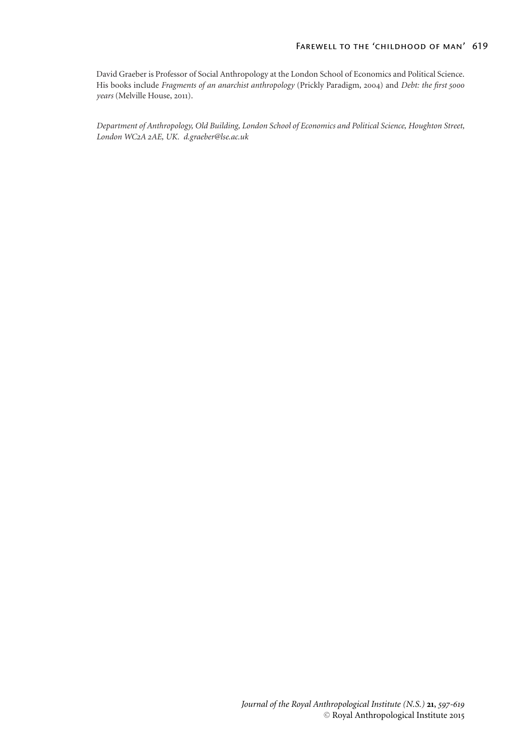David Graeber is Professor of Social Anthropology at the London School of Economics and Political Science. His books include *Fragments of an anarchist anthropology* (Prickly Paradigm, 2004) and *Debt: the first 5000 years* (Melville House, 2011).

*Department of Anthropology, Old Building, London School of Economics and Political Science, Houghton Street, London WC2A 2AE, UK. d.graeber@lse.ac.uk*